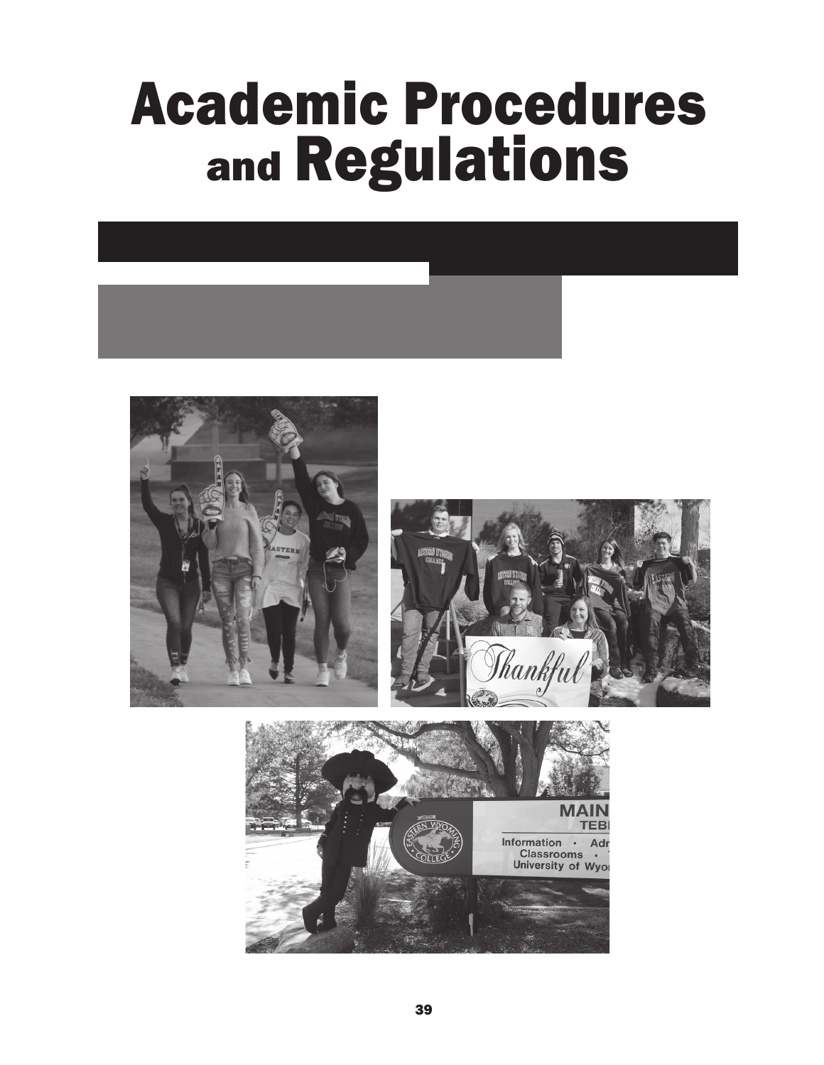# Academic Procedures and Regulations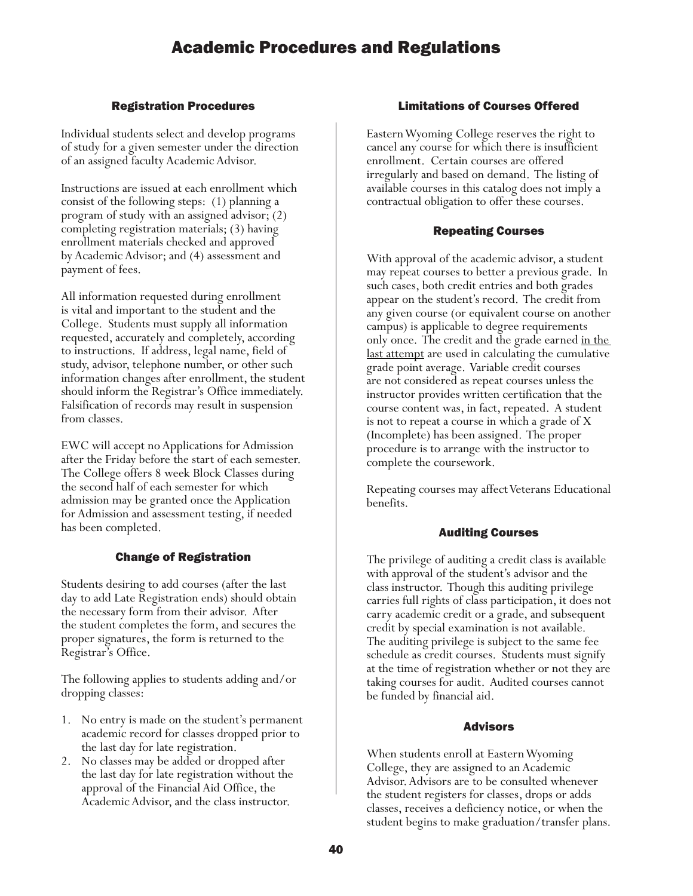# Academic Procedures and Regulations

## Registration Procedures

Individual students select and develop programs of study for a given semester under the direction of an assigned faculty Academic Advisor.

Instructions are issued at each enrollment which consist of the following steps: (1) planning a program of study with an assigned advisor; (2) completing registration materials; (3) having enrollment materials checked and approved by Academic Advisor; and (4) assessment and payment of fees.

All information requested during enrollment is vital and important to the student and the College. Students must supply all information requested, accurately and completely, according to instructions. If address, legal name, field of study, advisor, telephone number, or other such information changes after enrollment, the student should inform the Registrar's Office immediately. Falsification of records may result in suspension from classes.

EWC will accept no Applications for Admission after the Friday before the start of each semester. The College offers 8 week Block Classes during the second half of each semester for which admission may be granted once the Application for Admission and assessment testing, if needed has been completed.

## Change of Registration

Students desiring to add courses (after the last day to add Late Registration ends) should obtain the necessary form from their advisor. After the student completes the form, and secures the proper signatures, the form is returned to the Registrar's Office.

The following applies to students adding and/or dropping classes:

1. No entry is made on the student's permanent academic record for classes dropped prior to the last day for late registration.
2. No classes may be added or dropped after the last day for late registration without the approval of the Financial Aid Office, the Academic Advisor, and the class instructor.

## Limitations of Courses Offered

Eastern Wyoming College reserves the right to cancel any course for which there is insufficient enrollment. Certain courses are offered irregularly and based on demand. The listing of available courses in this catalog does not imply a contractual obligation to offer these courses.

## Repeating Courses

With approval of the academic advisor, a student may repeat courses to better a previous grade. In such cases, both credit entries and both grades appear on the student's record. The credit from any given course (or equivalent course on another campus) is applicable to degree requirements only once. The credit and the grade earned in the last attempt are used in calculating the cumulative grade point average. Variable credit courses are not considered as repeat courses unless the instructor provides written certification that the course content was, in fact, repeated. A student is not to repeat a course in which a grade of X (Incomplete) has been assigned. The proper procedure is to arrange with the instructor to complete the coursework.

Repeating courses may affect Veterans Educational benefits.

## Auditing Courses

The privilege of auditing a credit class is available with approval of the student's advisor and the class instructor. Though this auditing privilege carries full rights of class participation, it does not carry academic credit or a grade, and subsequent credit by special examination is not available. The auditing privilege is subject to the same fee schedule as credit courses. Students must signify at the time of registration whether or not they are taking courses for audit. Audited courses cannot be funded by financial aid.

## Advisors

When students enroll at Eastern Wyoming College, they are assigned to an Academic Advisor. Advisors are to be consulted whenever the student registers for classes, drops or adds classes, receives a deficiency notice, or when the student begins to make graduation/transfer plans.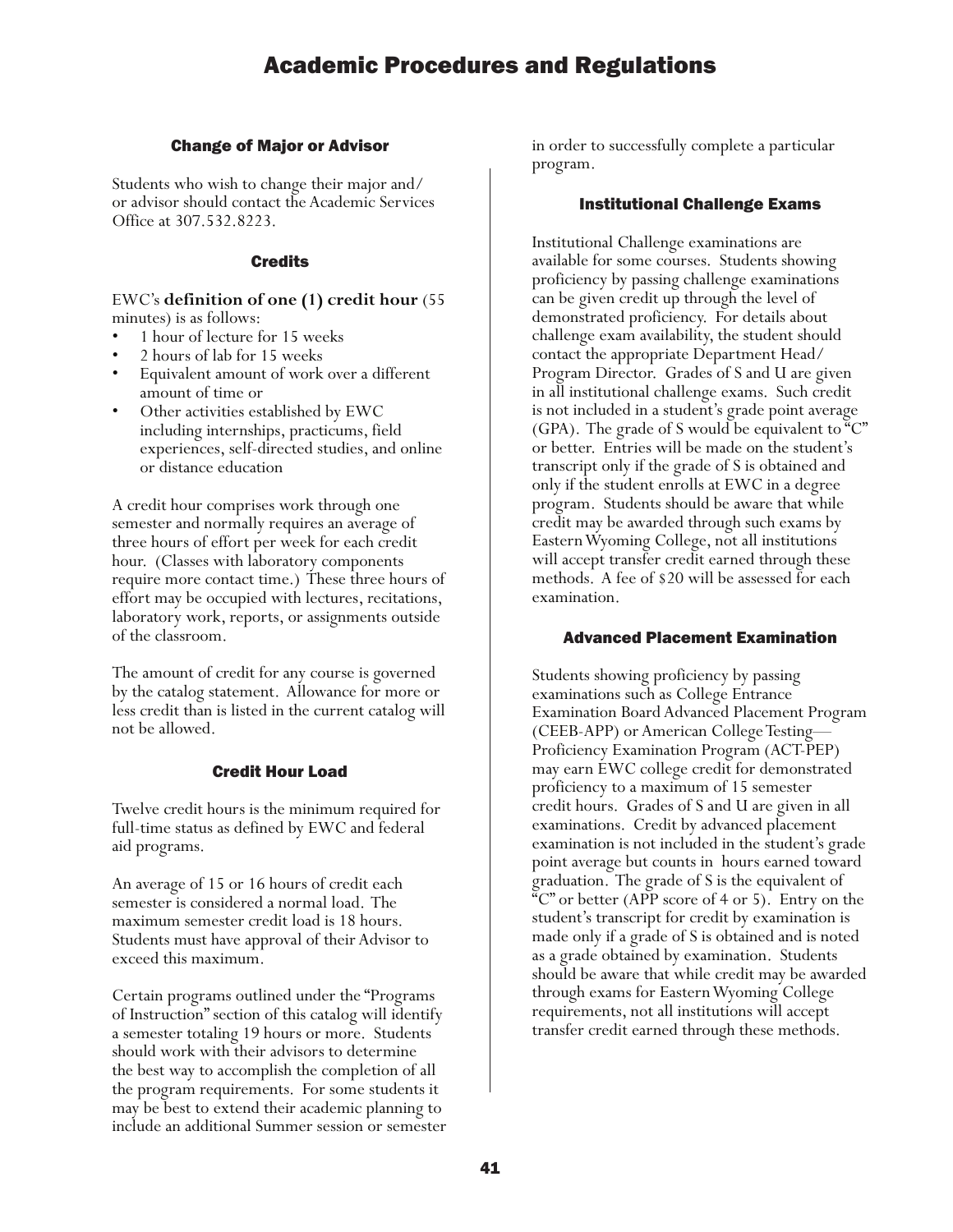# Academic Procedures and Regulations

### Change of Major or Advisor

Students who wish to change their major and/or advisor should contact the Academic Services Office at 307.532.8223.

### Credits

EWC's **definition of one (1) credit hour** (55 minutes) is as follows:

- 1 hour of lecture for 15 weeks
- 2 hours of lab for 15 weeks
- Equivalent amount of work over a different amount of time or
- Other activities established by EWC including internships, practicums, field experiences, self-directed studies, and online or distance education

A credit hour comprises work through one semester and normally requires an average of three hours of effort per week for each credit hour. (Classes with laboratory components require more contact time.) These three hours of effort may be occupied with lectures, recitations, laboratory work, reports, or assignments outside of the classroom.

The amount of credit for any course is governed by the catalog statement. Allowance for more or less credit than is listed in the current catalog will not be allowed.

### Credit Hour Load

Twelve credit hours is the minimum required for full-time status as defined by EWC and federal aid programs.

An average of 15 or 16 hours of credit each semester is considered a normal load. The maximum semester credit load is 18 hours. Students must have approval of their Advisor to exceed this maximum.

Certain programs outlined under the "Programs of Instruction" section of this catalog will identify a semester totaling 19 hours or more. Students should work with their advisors to determine the best way to accomplish the completion of all the program requirements. For some students it may be best to extend their academic planning to include an additional Summer session or semester in order to successfully complete a particular program.

### Institutional Challenge Exams

Institutional Challenge examinations are available for some courses. Students showing proficiency by passing challenge examinations can be given credit up through the level of demonstrated proficiency. For details about challenge exam availability, the student should contact the appropriate Department Head/Program Director. Grades of S and U are given in all institutional challenge exams. Such credit is not included in a student's grade point average (GPA). The grade of S would be equivalent to "C" or better. Entries will be made on the student's transcript only if the grade of S is obtained and only if the student enrolls at EWC in a degree program. Students should be aware that while credit may be awarded through such exams by Eastern Wyoming College, not all institutions will accept transfer credit earned through these methods. A fee of $20 will be assessed for each examination.

### Advanced Placement Examination

Students showing proficiency by passing examinations such as College Entrance Examination Board Advanced Placement Program (CEEB-APP) or American College Testing—Proficiency Examination Program (ACT-PEP) may earn EWC college credit for demonstrated proficiency to a maximum of 15 semester credit hours. Grades of S and U are given in all examinations. Credit by advanced placement examination is not included in the student's grade point average but counts in hours earned toward graduation. The grade of S is the equivalent of "C" or better (APP score of 4 or 5). Entry on the student's transcript for credit by examination is made only if a grade of S is obtained and is noted as a grade obtained by examination. Students should be aware that while credit may be awarded through exams for Eastern Wyoming College requirements, not all institutions will accept transfer credit earned through these methods.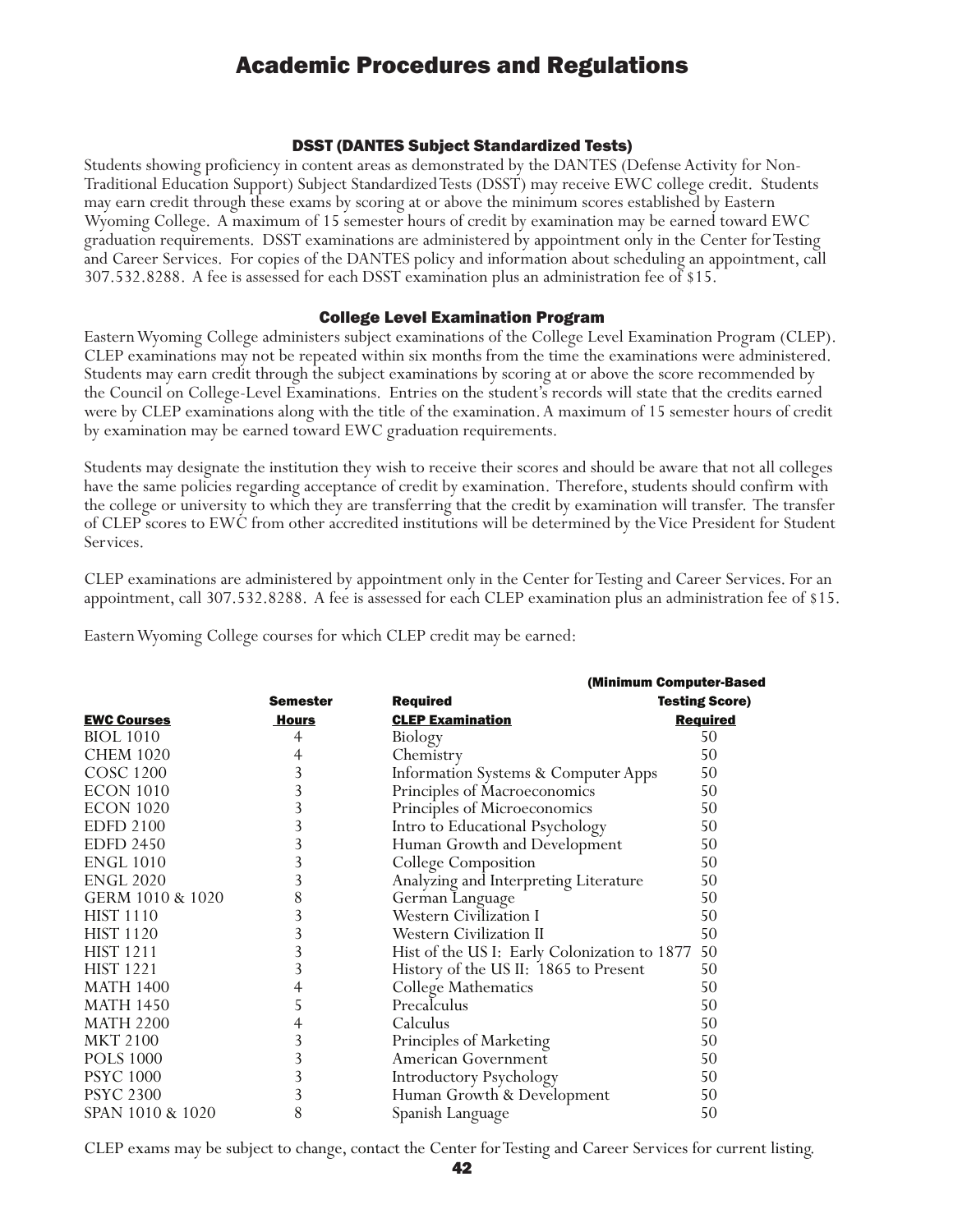# Academic Procedures and Regulations

### DSST (DANTES Subject Standardized Tests)

Students showing proficiency in content areas as demonstrated by the DANTES (Defense Activity for Non-Traditional Education Support) Subject Standardized Tests (DSST) may receive EWC college credit. Students may earn credit through these exams by scoring at or above the minimum scores established by Eastern Wyoming College. A maximum of 15 semester hours of credit by examination may be earned toward EWC graduation requirements. DSST examinations are administered by appointment only in the Center for Testing and Career Services. For copies of the DANTES policy and information about scheduling an appointment, call 307.532.8288. A fee is assessed for each DSST examination plus an administration fee of $15.

### College Level Examination Program

Eastern Wyoming College administers subject examinations of the College Level Examination Program (CLEP). CLEP examinations may not be repeated within six months from the time the examinations were administered. Students may earn credit through the subject examinations by scoring at or above the score recommended by the Council on College-Level Examinations. Entries on the student's records will state that the credits earned were by CLEP examinations along with the title of the examination. A maximum of 15 semester hours of credit by examination may be earned toward EWC graduation requirements.

Students may designate the institution they wish to receive their scores and should be aware that not all colleges have the same policies regarding acceptance of credit by examination. Therefore, students should confirm with the college or university to which they are transferring that the credit by examination will transfer. The transfer of CLEP scores to EWC from other accredited institutions will be determined by the Vice President for Student Services.

CLEP examinations are administered by appointment only in the Center for Testing and Career Services. For an appointment, call 307.532.8288. A fee is assessed for each CLEP examination plus an administration fee of $15.

Eastern Wyoming College courses for which CLEP credit may be earned:

| EWC Courses | Semester Hours | Required CLEP Examination | (Minimum Computer-Based Testing Score) Required |
|---|---|---|---|
| BIOL 1010 | 4 | Biology | 50 |
| CHEM 1020 | 4 | Chemistry | 50 |
| COSC 1200 | 3 | Information Systems & Computer Apps | 50 |
| ECON 1010 | 3 | Principles of Macroeconomics | 50 |
| ECON 1020 | 3 | Principles of Microeconomics | 50 |
| EDFD 2100 | 3 | Intro to Educational Psychology | 50 |
| EDFD 2450 | 3 | Human Growth and Development | 50 |
| ENGL 1010 | 3 | College Composition | 50 |
| ENGL 2020 | 3 | Analyzing and Interpreting Literature | 50 |
| GERM 1010 & 1020 | 8 | German Language | 50 |
| HIST 1110 | 3 | Western Civilization I | 50 |
| HIST 1120 | 3 | Western Civilization II | 50 |
| HIST 1211 | 3 | Hist of the US I: Early Colonization to 1877 | 50 |
| HIST 1221 | 3 | History of the US II: 1865 to Present | 50 |
| MATH 1400 | 4 | College Mathematics | 50 |
| MATH 1450 | 5 | Precalculus | 50 |
| MATH 2200 | 4 | Calculus | 50 |
| MKT 2100 | 3 | Principles of Marketing | 50 |
| POLS 1000 | 3 | American Government | 50 |
| PSYC 1000 | 3 | Introductory Psychology | 50 |
| PSYC 2300 | 3 | Human Growth & Development | 50 |
| SPAN 1010 & 1020 | 8 | Spanish Language | 50 |

CLEP exams may be subject to change, contact the Center for Testing and Career Services for current listing.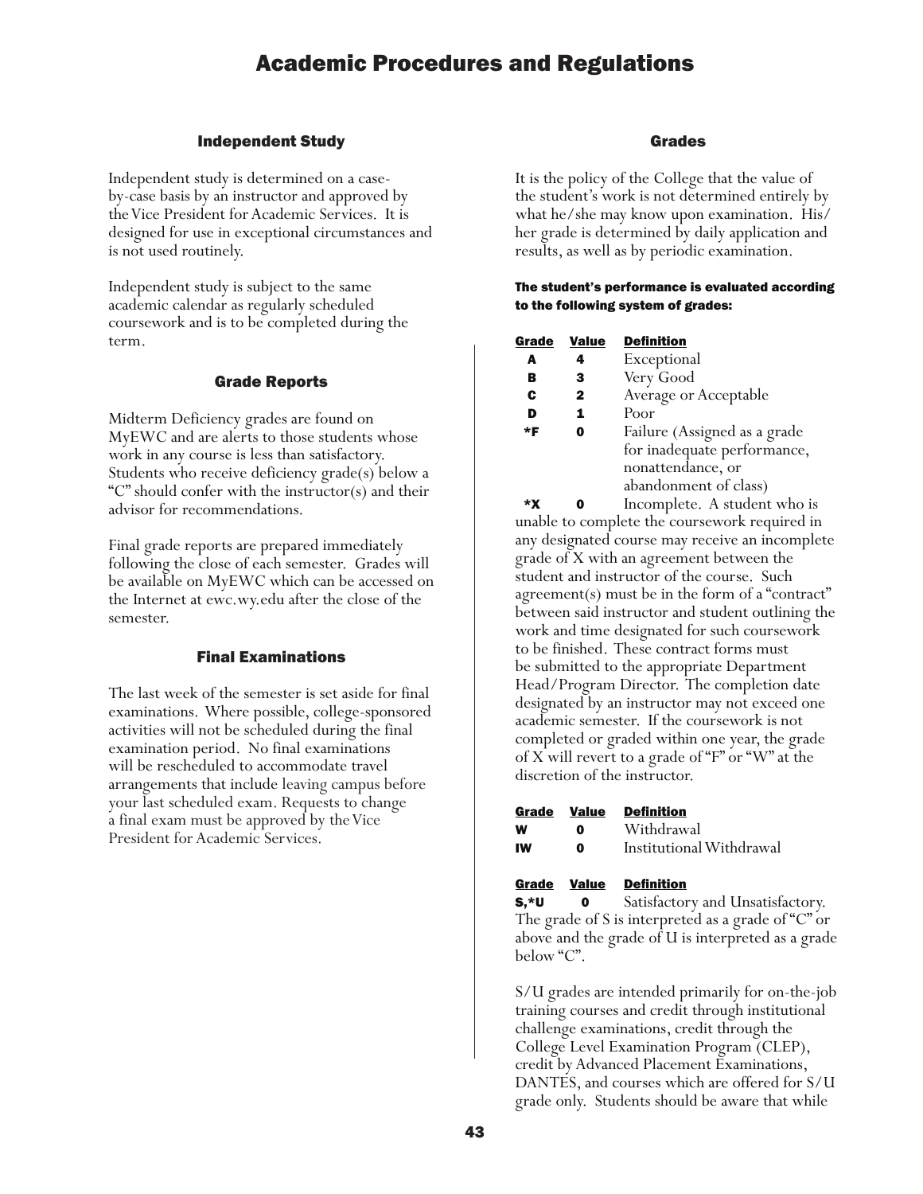# Academic Procedures and Regulations

## Independent Study

Independent study is determined on a case-by-case basis by an instructor and approved by the Vice President for Academic Services. It is designed for use in exceptional circumstances and is not used routinely.

Independent study is subject to the same academic calendar as regularly scheduled coursework and is to be completed during the term.

## Grade Reports

Midterm Deficiency grades are found on MyEWC and are alerts to those students whose work in any course is less than satisfactory. Students who receive deficiency grade(s) below a "C" should confer with the instructor(s) and their advisor for recommendations.

Final grade reports are prepared immediately following the close of each semester. Grades will be available on MyEWC which can be accessed on the Internet at ewc.wy.edu after the close of the semester.

## Final Examinations

The last week of the semester is set aside for final examinations. Where possible, college-sponsored activities will not be scheduled during the final examination period. No final examinations will be rescheduled to accommodate travel arrangements that include leaving campus before your last scheduled exam. Requests to change a final exam must be approved by the Vice President for Academic Services.

## Grades

It is the policy of the College that the value of the student's work is not determined entirely by what he/she may know upon examination. His/her grade is determined by daily application and results, as well as by periodic examination.

**The student's performance is evaluated according to the following system of grades:**

| Grade | Value | Definition |
|---|---|---|
| **A** | **4** | Exceptional |
| **B** | **3** | Very Good |
| **C** | **2** | Average or Acceptable |
| **D** | **1** | Poor |
| ***F** | **0** | Failure (Assigned as a grade for inadequate performance, nonattendance, or abandonment of class) |
| ***X** | **0** | Incomplete. |

A student who is unable to complete the coursework required in any designated course may receive an incomplete grade of X with an agreement between the student and instructor of the course. Such agreement(s) must be in the form of a "contract" between said instructor and student outlining the work and time designated for such coursework to be finished. These contract forms must be submitted to the appropriate Department Head/Program Director. The completion date designated by an instructor may not exceed one academic semester. If the coursework is not completed or graded within one year, the grade of X will revert to a grade of "F" or "W" at the discretion of the instructor.

| Grade | Value | Definition |
|---|---|---|
| **W** | **0** | Withdrawal |
| **IW** | **0** | Institutional Withdrawal |

| Grade | Value | Definition |
|---|---|---|
| **S,*U** | **0** | Satisfactory and Unsatisfactory. |

The grade of S is interpreted as a grade of "C" or above and the grade of U is interpreted as a grade below "C".

S/U grades are intended primarily for on-the-job training courses and credit through institutional challenge examinations, credit through the College Level Examination Program (CLEP), credit by Advanced Placement Examinations, DANTES, and courses which are offered for S/U grade only. Students should be aware that while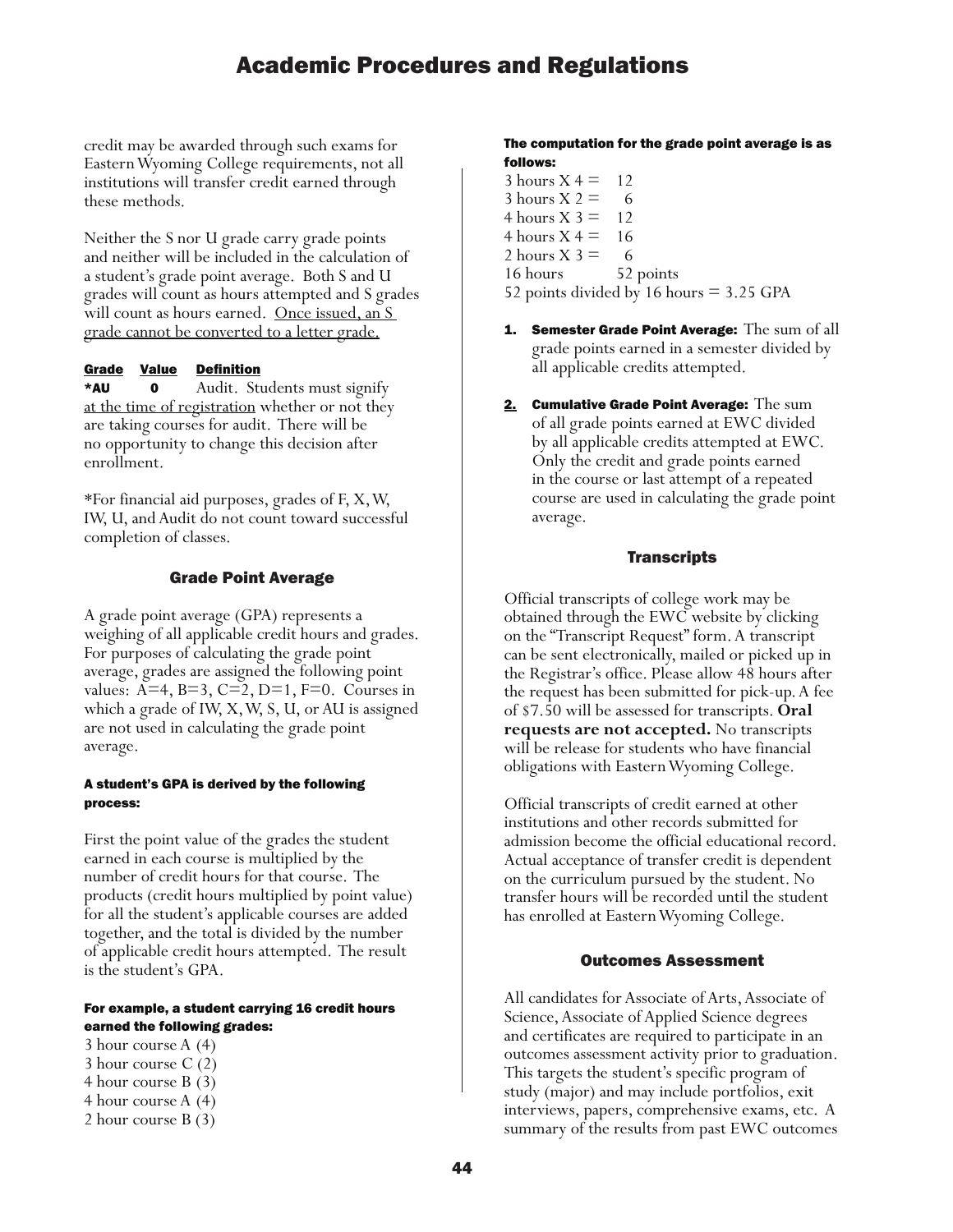credit may be awarded through such exams for Eastern Wyoming College requirements, not all institutions will transfer credit earned through these methods.

Neither the S nor U grade carry grade points and neither will be included in the calculation of a student's grade point average. Both S and U grades will count as hours attempted and S grades will count as hours earned. Once issued, an S grade cannot be converted to a letter grade.

| Grade | Value | Definition |
|---|---|---|
| *AU | 0 | Audit. Students must signify at the time of registration whether or not they are taking courses for audit. There will be no opportunity to change this decision after enrollment. |

*For financial aid purposes, grades of F, X, W, IW, U, and Audit do not count toward successful completion of classes.

## Grade Point Average

A grade point average (GPA) represents a weighing of all applicable credit hours and grades. For purposes of calculating the grade point average, grades are assigned the following point values: A=4, B=3, C=2, D=1, F=0. Courses in which a grade of IW, X, W, S, U, or AU is assigned are not used in calculating the grade point average.

**A student's GPA is derived by the following process:**

First the point value of the grades the student earned in each course is multiplied by the number of credit hours for that course. The products (credit hours multiplied by point value) for all the student's applicable courses are added together, and the total is divided by the number of applicable credit hours attempted. The result is the student's GPA.

**For example, a student carrying 16 credit hours earned the following grades:**

3 hour course A (4)
3 hour course C (2)
4 hour course B (3)
4 hour course A (4)
2 hour course B (3)

**The computation for the grade point average is as follows:**

3 hours X 4 = 12
3 hours X 2 = 6
4 hours X 3 = 12
4 hours X 4 = 16
2 hours X 3 = 6
16 hours 52 points
52 points divided by 16 hours = 3.25 GPA

1. **Semester Grade Point Average:** The sum of all grade points earned in a semester divided by all applicable credits attempted.
2. **Cumulative Grade Point Average:** The sum of all grade points earned at EWC divided by all applicable credits attempted at EWC. Only the credit and grade points earned in the course or last attempt of a repeated course are used in calculating the grade point average.

## Transcripts

Official transcripts of college work may be obtained through the EWC website by clicking on the "Transcript Request" form. A transcript can be sent electronically, mailed or picked up in the Registrar's office. Please allow 48 hours after the request has been submitted for pick-up. A fee of $7.50 will be assessed for transcripts. **Oral requests are not accepted.** No transcripts will be release for students who have financial obligations with Eastern Wyoming College.

Official transcripts of credit earned at other institutions and other records submitted for admission become the official educational record. Actual acceptance of transfer credit is dependent on the curriculum pursued by the student. No transfer hours will be recorded until the student has enrolled at Eastern Wyoming College.

## Outcomes Assessment

All candidates for Associate of Arts, Associate of Science, Associate of Applied Science degrees and certificates are required to participate in an outcomes assessment activity prior to graduation. This targets the student's specific program of study (major) and may include portfolios, exit interviews, papers, comprehensive exams, etc. A summary of the results from past EWC outcomes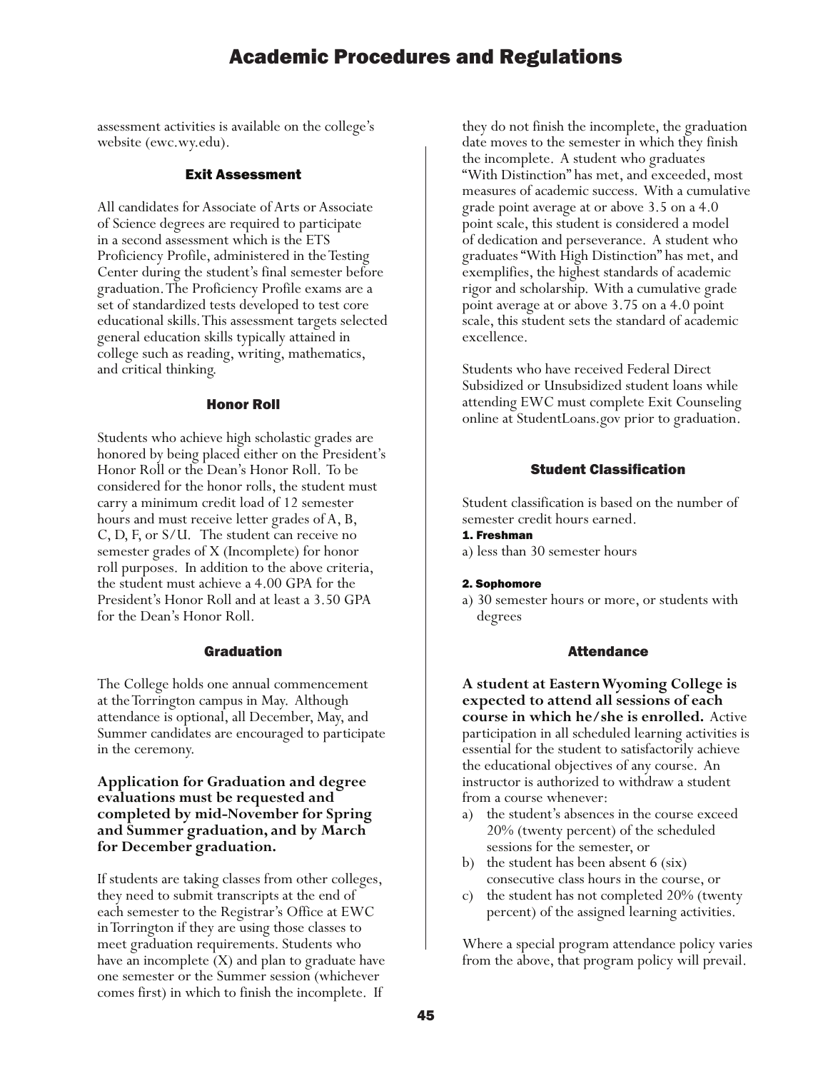assessment activities is available on the college's website (ewc.wy.edu).

## Exit Assessment

All candidates for Associate of Arts or Associate of Science degrees are required to participate in a second assessment which is the ETS Proficiency Profile, administered in the Testing Center during the student's final semester before graduation. The Proficiency Profile exams are a set of standardized tests developed to test core educational skills. This assessment targets selected general education skills typically attained in college such as reading, writing, mathematics, and critical thinking.

## Honor Roll

Students who achieve high scholastic grades are honored by being placed either on the President's Honor Roll or the Dean's Honor Roll. To be considered for the honor rolls, the student must carry a minimum credit load of 12 semester hours and must receive letter grades of A, B, C, D, F, or S/U. The student can receive no semester grades of X (Incomplete) for honor roll purposes. In addition to the above criteria, the student must achieve a 4.00 GPA for the President's Honor Roll and at least a 3.50 GPA for the Dean's Honor Roll.

## Graduation

The College holds one annual commencement at the Torrington campus in May. Although attendance is optional, all December, May, and Summer candidates are encouraged to participate in the ceremony.

**Application for Graduation and degree evaluations must be requested and completed by mid-November for Spring and Summer graduation, and by March for December graduation.**

If students are taking classes from other colleges, they need to submit transcripts at the end of each semester to the Registrar's Office at EWC in Torrington if they are using those classes to meet graduation requirements. Students who have an incomplete (X) and plan to graduate have one semester or the Summer session (whichever comes first) in which to finish the incomplete. If they do not finish the incomplete, the graduation date moves to the semester in which they finish the incomplete. A student who graduates "With Distinction" has met, and exceeded, most measures of academic success. With a cumulative grade point average at or above 3.5 on a 4.0 point scale, this student is considered a model of dedication and perseverance. A student who graduates "With High Distinction" has met, and exemplifies, the highest standards of academic rigor and scholarship. With a cumulative grade point average at or above 3.75 on a 4.0 point scale, this student sets the standard of academic excellence.

Students who have received Federal Direct Subsidized or Unsubsidized student loans while attending EWC must complete Exit Counseling online at StudentLoans.gov prior to graduation.

## Student Classification

Student classification is based on the number of semester credit hours earned.

**1. Freshman**

a) less than 30 semester hours

**2. Sophomore**

a) 30 semester hours or more, or students with degrees

## Attendance

**A student at Eastern Wyoming College is expected to attend all sessions of each course in which he/she is enrolled.** Active participation in all scheduled learning activities is essential for the student to satisfactorily achieve the educational objectives of any course. An instructor is authorized to withdraw a student from a course whenever:

a) the student's absences in the course exceed 20% (twenty percent) of the scheduled sessions for the semester, or
b) the student has been absent 6 (six) consecutive class hours in the course, or
c) the student has not completed 20% (twenty percent) of the assigned learning activities.

Where a special program attendance policy varies from the above, that program policy will prevail.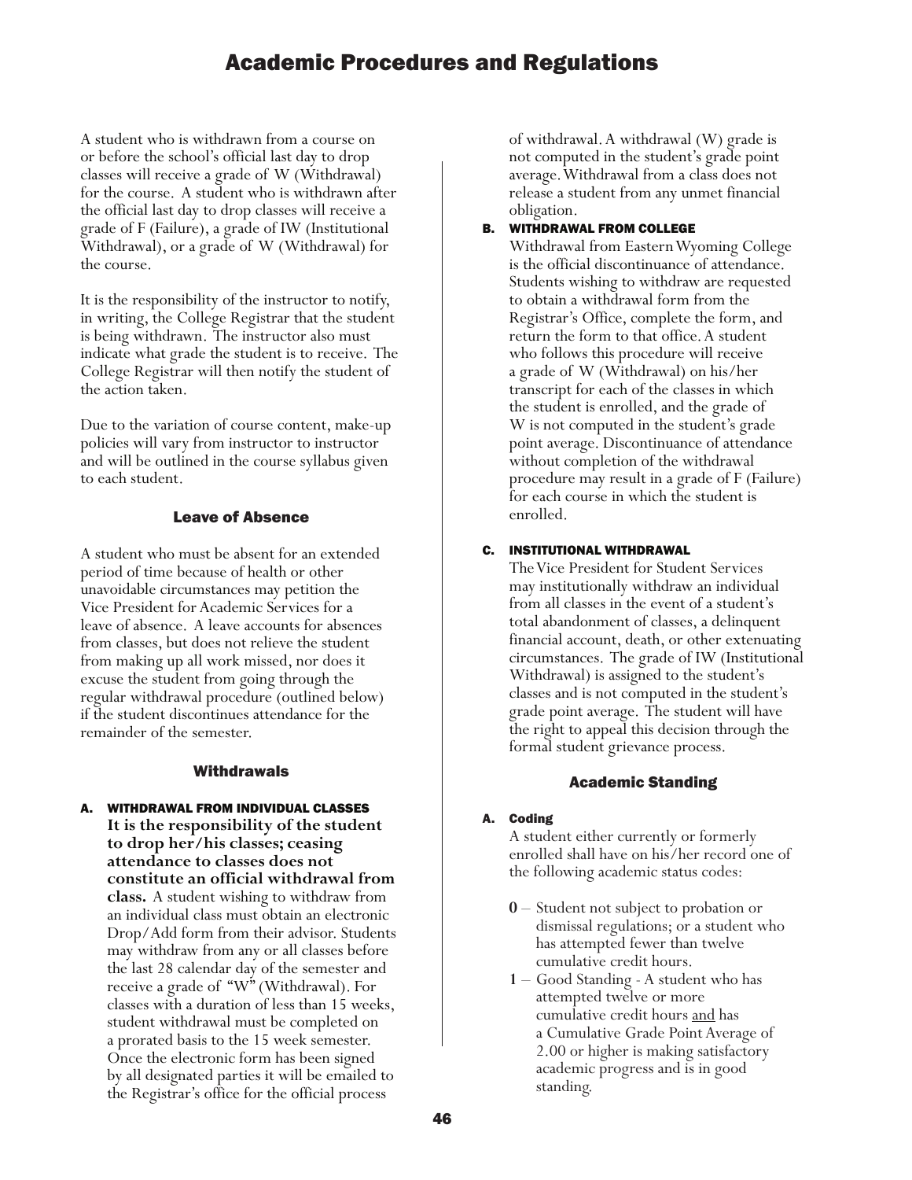A student who is withdrawn from a course on or before the school's official last day to drop classes will receive a grade of W (Withdrawal) for the course. A student who is withdrawn after the official last day to drop classes will receive a grade of F (Failure), a grade of IW (Institutional Withdrawal), or a grade of W (Withdrawal) for the course.

It is the responsibility of the instructor to notify, in writing, the College Registrar that the student is being withdrawn. The instructor also must indicate what grade the student is to receive. The College Registrar will then notify the student of the action taken.

Due to the variation of course content, make-up policies will vary from instructor to instructor and will be outlined in the course syllabus given to each student.

### Leave of Absence

A student who must be absent for an extended period of time because of health or other unavoidable circumstances may petition the Vice President for Academic Services for a leave of absence. A leave accounts for absences from classes, but does not relieve the student from making up all work missed, nor does it excuse the student from going through the regular withdrawal procedure (outlined below) if the student discontinues attendance for the remainder of the semester.

### Withdrawals

**A. WITHDRAWAL FROM INDIVIDUAL CLASSES**

**It is the responsibility of the student to drop her/his classes; ceasing attendance to classes does not constitute an official withdrawal from class.** A student wishing to withdraw from an individual class must obtain an electronic Drop/Add form from their advisor. Students may withdraw from any or all classes before the last 28 calendar day of the semester and receive a grade of "W" (Withdrawal). For classes with a duration of less than 15 weeks, student withdrawal must be completed on a prorated basis to the 15 week semester. Once the electronic form has been signed by all designated parties it will be emailed to the Registrar's office for the official process of withdrawal. A withdrawal (W) grade is not computed in the student's grade point average. Withdrawal from a class does not release a student from any unmet financial obligation.

**B. WITHDRAWAL FROM COLLEGE**

Withdrawal from Eastern Wyoming College is the official discontinuance of attendance. Students wishing to withdraw are requested to obtain a withdrawal form from the Registrar's Office, complete the form, and return the form to that office. A student who follows this procedure will receive a grade of W (Withdrawal) on his/her transcript for each of the classes in which the student is enrolled, and the grade of W is not computed in the student's grade point average. Discontinuance of attendance without completion of the withdrawal procedure may result in a grade of F (Failure) for each course in which the student is enrolled.

**C. INSTITUTIONAL WITHDRAWAL**

The Vice President for Student Services may institutionally withdraw an individual from all classes in the event of a student's total abandonment of classes, a delinquent financial account, death, or other extenuating circumstances. The grade of IW (Institutional Withdrawal) is assigned to the student's classes and is not computed in the student's grade point average. The student will have the right to appeal this decision through the formal student grievance process.

### Academic Standing

**A. Coding**

A student either currently or formerly enrolled shall have on his/her record one of the following academic status codes:

- **0** – Student not subject to probation or dismissal regulations; or a student who has attempted fewer than twelve cumulative credit hours.
- **1** – Good Standing - A student who has attempted twelve or more cumulative credit hours <u>and</u> has a Cumulative Grade Point Average of 2.00 or higher is making satisfactory academic progress and is in good standing.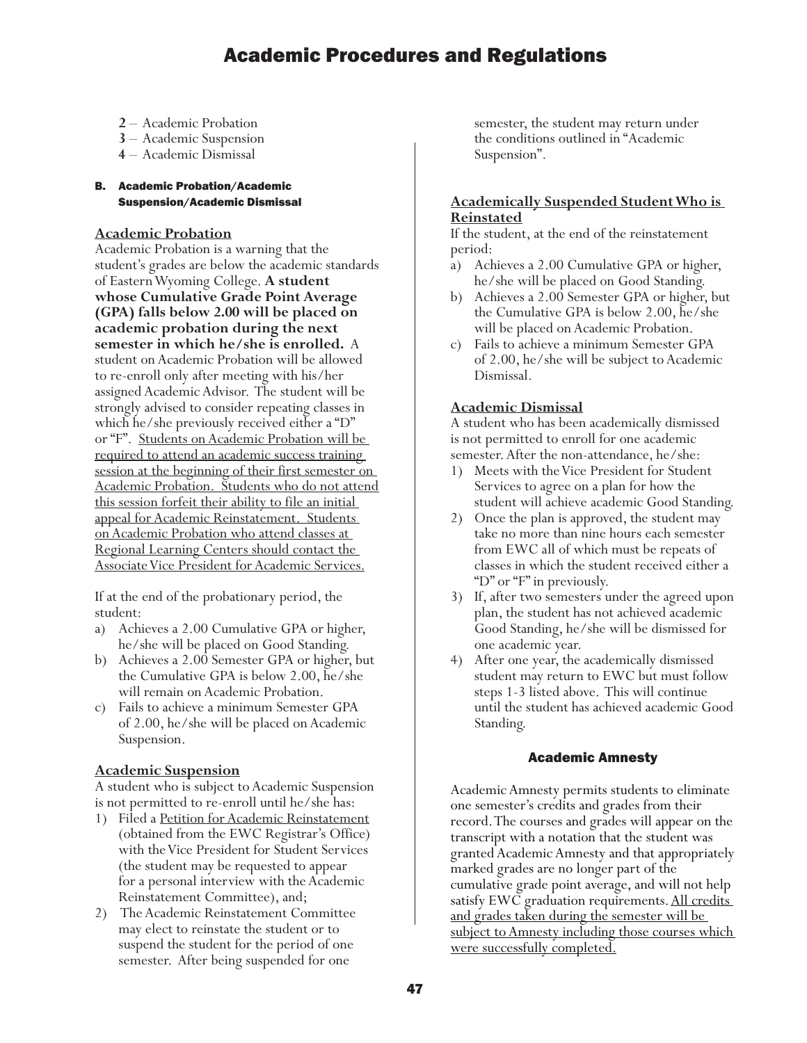**2** – Academic Probation
**3** – Academic Suspension
**4** – Academic Dismissal

#### B. Academic Probation/Academic Suspension/Academic Dismissal

**Academic Probation**

Academic Probation is a warning that the student's grades are below the academic standards of Eastern Wyoming College. **A student whose Cumulative Grade Point Average (GPA) falls below 2.00 will be placed on academic probation during the next semester in which he/she is enrolled.** A student on Academic Probation will be allowed to re-enroll only after meeting with his/her assigned Academic Advisor. The student will be strongly advised to consider repeating classes in which he/she previously received either a "D" or "F". Students on Academic Probation will be required to attend an academic success training session at the beginning of their first semester on Academic Probation. Students who do not attend this session forfeit their ability to file an initial appeal for Academic Reinstatement. Students on Academic Probation who attend classes at Regional Learning Centers should contact the Associate Vice President for Academic Services.

If at the end of the probationary period, the student:

a) Achieves a 2.00 Cumulative GPA or higher, he/she will be placed on Good Standing.
b) Achieves a 2.00 Semester GPA or higher, but the Cumulative GPA is below 2.00, he/she will remain on Academic Probation.
c) Fails to achieve a minimum Semester GPA of 2.00, he/she will be placed on Academic Suspension.

**Academic Suspension**

A student who is subject to Academic Suspension is not permitted to re-enroll until he/she has:

1) Filed a Petition for Academic Reinstatement (obtained from the EWC Registrar's Office) with the Vice President for Student Services (the student may be requested to appear for a personal interview with the Academic Reinstatement Committee), and;
2) The Academic Reinstatement Committee may elect to reinstate the student or to suspend the student for the period of one semester. After being suspended for one semester, the student may return under the conditions outlined in "Academic Suspension".

**Academically Suspended Student Who is Reinstated**

If the student, at the end of the reinstatement period:

a) Achieves a 2.00 Cumulative GPA or higher, he/she will be placed on Good Standing.
b) Achieves a 2.00 Semester GPA or higher, but the Cumulative GPA is below 2.00, he/she will be placed on Academic Probation.
c) Fails to achieve a minimum Semester GPA of 2.00, he/she will be subject to Academic Dismissal.

**Academic Dismissal**

A student who has been academically dismissed is not permitted to enroll for one academic semester. After the non-attendance, he/she:

1) Meets with the Vice President for Student Services to agree on a plan for how the student will achieve academic Good Standing.
2) Once the plan is approved, the student may take no more than nine hours each semester from EWC all of which must be repeats of classes in which the student received either a "D" or "F" in previously.
3) If, after two semesters under the agreed upon plan, the student has not achieved academic Good Standing, he/she will be dismissed for one academic year.
4) After one year, the academically dismissed student may return to EWC but must follow steps 1-3 listed above. This will continue until the student has achieved academic Good Standing.

### Academic Amnesty

Academic Amnesty permits students to eliminate one semester's credits and grades from their record. The courses and grades will appear on the transcript with a notation that the student was granted Academic Amnesty and that appropriately marked grades are no longer part of the cumulative grade point average, and will not help satisfy EWC graduation requirements. All credits and grades taken during the semester will be subject to Amnesty including those courses which were successfully completed.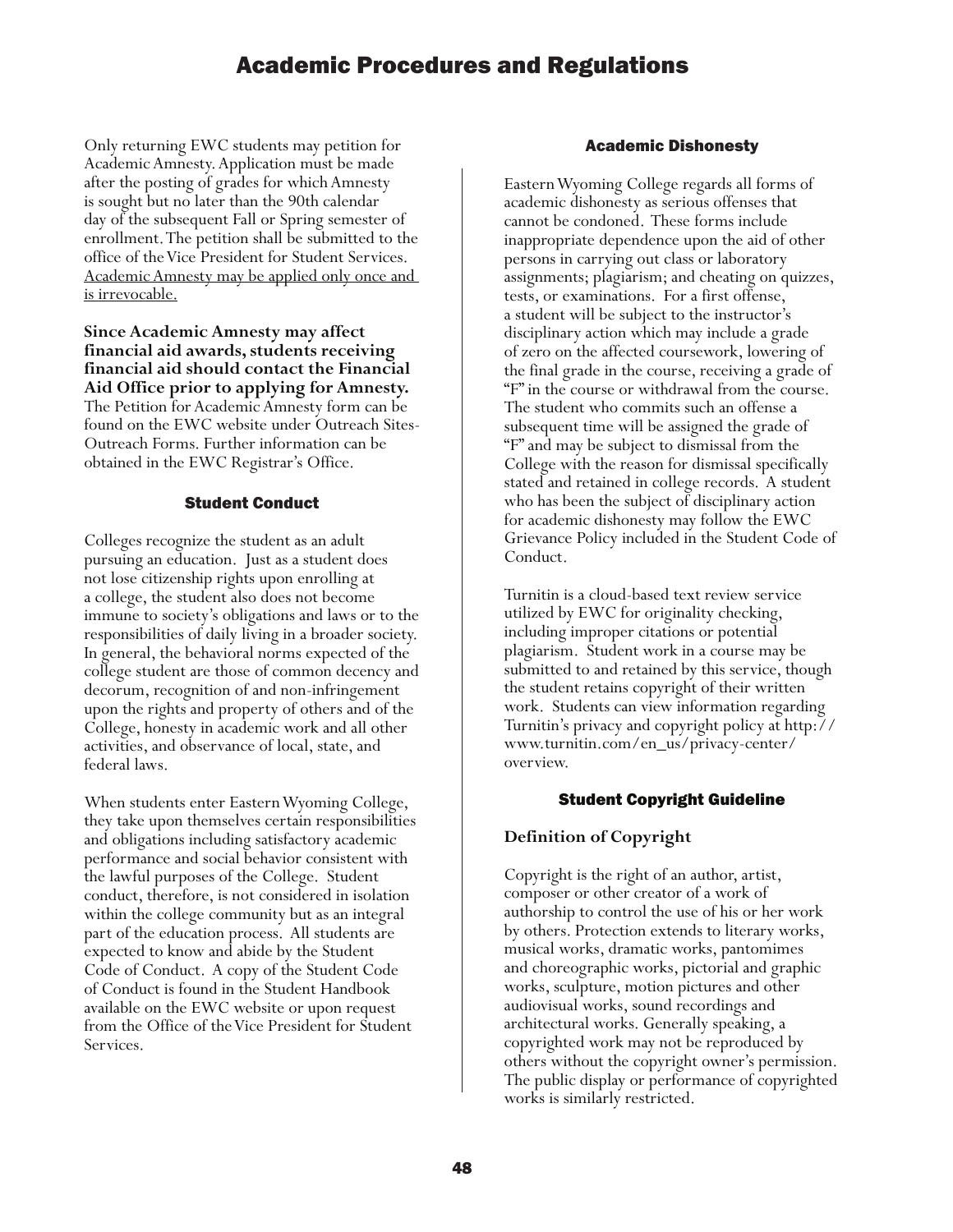Only returning EWC students may petition for Academic Amnesty. Application must be made after the posting of grades for which Amnesty is sought but no later than the 90th calendar day of the subsequent Fall or Spring semester of enrollment. The petition shall be submitted to the office of the Vice President for Student Services. <u>Academic Amnesty may be applied only once and is irrevocable.</u>

**Since Academic Amnesty may affect financial aid awards, students receiving financial aid should contact the Financial Aid Office prior to applying for Amnesty.** The Petition for Academic Amnesty form can be found on the EWC website under Outreach Sites-Outreach Forms. Further information can be obtained in the EWC Registrar's Office.

## Student Conduct

Colleges recognize the student as an adult pursuing an education. Just as a student does not lose citizenship rights upon enrolling at a college, the student also does not become immune to society's obligations and laws or to the responsibilities of daily living in a broader society. In general, the behavioral norms expected of the college student are those of common decency and decorum, recognition of and non-infringement upon the rights and property of others and of the College, honesty in academic work and all other activities, and observance of local, state, and federal laws.

When students enter Eastern Wyoming College, they take upon themselves certain responsibilities and obligations including satisfactory academic performance and social behavior consistent with the lawful purposes of the College. Student conduct, therefore, is not considered in isolation within the college community but as an integral part of the education process. All students are expected to know and abide by the Student Code of Conduct. A copy of the Student Code of Conduct is found in the Student Handbook available on the EWC website or upon request from the Office of the Vice President for Student Services.

## Academic Dishonesty

Eastern Wyoming College regards all forms of academic dishonesty as serious offenses that cannot be condoned. These forms include inappropriate dependence upon the aid of other persons in carrying out class or laboratory assignments; plagiarism; and cheating on quizzes, tests, or examinations. For a first offense, a student will be subject to the instructor's disciplinary action which may include a grade of zero on the affected coursework, lowering of the final grade in the course, receiving a grade of "F" in the course or withdrawal from the course. The student who commits such an offense a subsequent time will be assigned the grade of "F" and may be subject to dismissal from the College with the reason for dismissal specifically stated and retained in college records. A student who has been the subject of disciplinary action for academic dishonesty may follow the EWC Grievance Policy included in the Student Code of Conduct.

Turnitin is a cloud-based text review service utilized by EWC for originality checking, including improper citations or potential plagiarism. Student work in a course may be submitted to and retained by this service, though the student retains copyright of their written work. Students can view information regarding Turnitin's privacy and copyright policy at http://www.turnitin.com/en_us/privacy-center/overview.

## Student Copyright Guideline

### Definition of Copyright

Copyright is the right of an author, artist, composer or other creator of a work of authorship to control the use of his or her work by others. Protection extends to literary works, musical works, dramatic works, pantomimes and choreographic works, pictorial and graphic works, sculpture, motion pictures and other audiovisual works, sound recordings and architectural works. Generally speaking, a copyrighted work may not be reproduced by others without the copyright owner's permission. The public display or performance of copyrighted works is similarly restricted.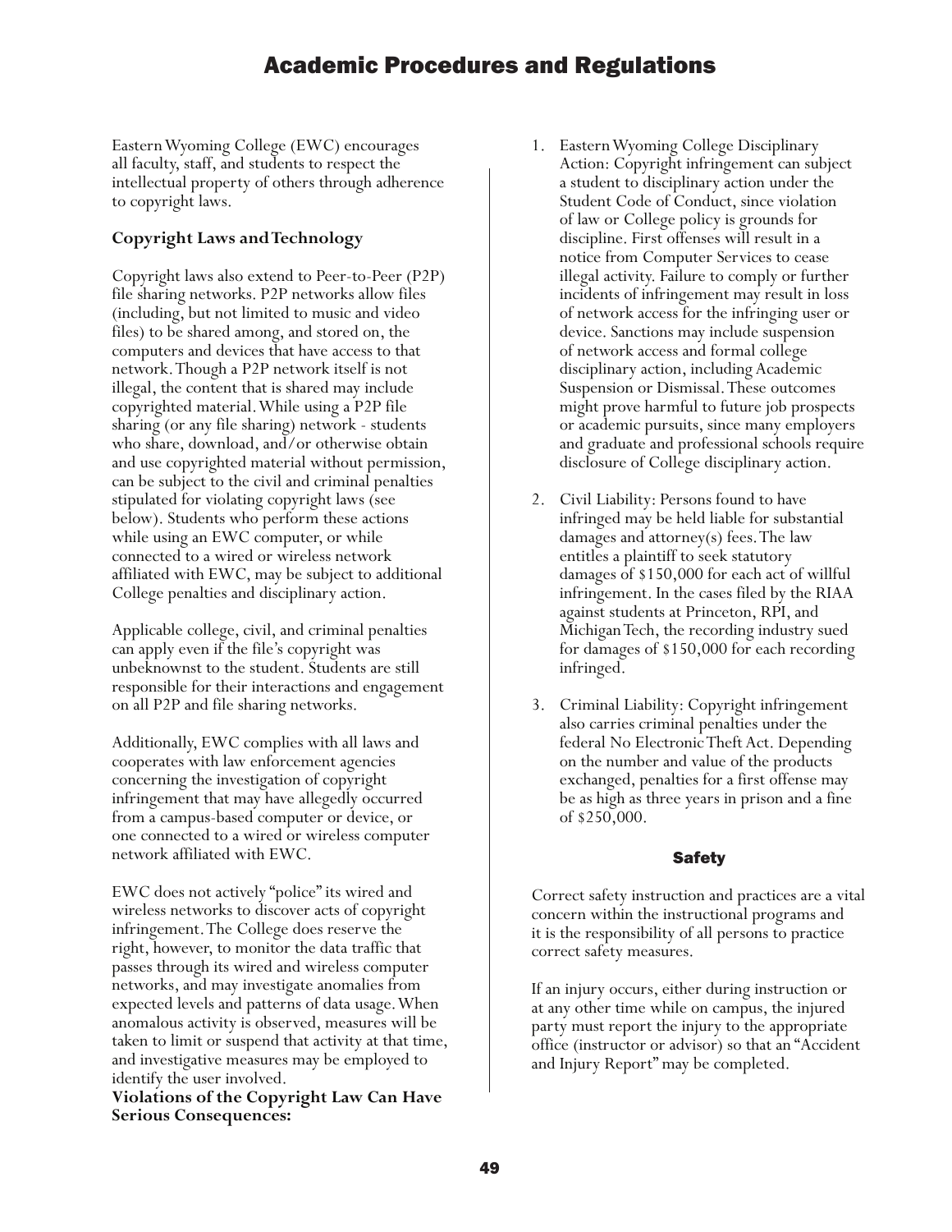Eastern Wyoming College (EWC) encourages all faculty, staff, and students to respect the intellectual property of others through adherence to copyright laws.

### Copyright Laws and Technology

Copyright laws also extend to Peer-to-Peer (P2P) file sharing networks. P2P networks allow files (including, but not limited to music and video files) to be shared among, and stored on, the computers and devices that have access to that network. Though a P2P network itself is not illegal, the content that is shared may include copyrighted material. While using a P2P file sharing (or any file sharing) network - students who share, download, and/or otherwise obtain and use copyrighted material without permission, can be subject to the civil and criminal penalties stipulated for violating copyright laws (see below). Students who perform these actions while using an EWC computer, or while connected to a wired or wireless network affiliated with EWC, may be subject to additional College penalties and disciplinary action.

Applicable college, civil, and criminal penalties can apply even if the file's copyright was unbeknownst to the student. Students are still responsible for their interactions and engagement on all P2P and file sharing networks.

Additionally, EWC complies with all laws and cooperates with law enforcement agencies concerning the investigation of copyright infringement that may have allegedly occurred from a campus-based computer or device, or one connected to a wired or wireless computer network affiliated with EWC.

EWC does not actively "police" its wired and wireless networks to discover acts of copyright infringement. The College does reserve the right, however, to monitor the data traffic that passes through its wired and wireless computer networks, and may investigate anomalies from expected levels and patterns of data usage. When anomalous activity is observed, measures will be taken to limit or suspend that activity at that time, and investigative measures may be employed to identify the user involved.

**Violations of the Copyright Law Can Have Serious Consequences:**

1. Eastern Wyoming College Disciplinary Action: Copyright infringement can subject a student to disciplinary action under the Student Code of Conduct, since violation of law or College policy is grounds for discipline. First offenses will result in a notice from Computer Services to cease illegal activity. Failure to comply or further incidents of infringement may result in loss of network access for the infringing user or device. Sanctions may include suspension of network access and formal college disciplinary action, including Academic Suspension or Dismissal. These outcomes might prove harmful to future job prospects or academic pursuits, since many employers and graduate and professional schools require disclosure of College disciplinary action.
2. Civil Liability: Persons found to have infringed may be held liable for substantial damages and attorney(s) fees. The law entitles a plaintiff to seek statutory damages of $150,000 for each act of willful infringement. In the cases filed by the RIAA against students at Princeton, RPI, and Michigan Tech, the recording industry sued for damages of $150,000 for each recording infringed.
3. Criminal Liability: Copyright infringement also carries criminal penalties under the federal No Electronic Theft Act. Depending on the number and value of the products exchanged, penalties for a first offense may be as high as three years in prison and a fine of $250,000.

## Safety

Correct safety instruction and practices are a vital concern within the instructional programs and it is the responsibility of all persons to practice correct safety measures.

If an injury occurs, either during instruction or at any other time while on campus, the injured party must report the injury to the appropriate office (instructor or advisor) so that an "Accident and Injury Report" may be completed.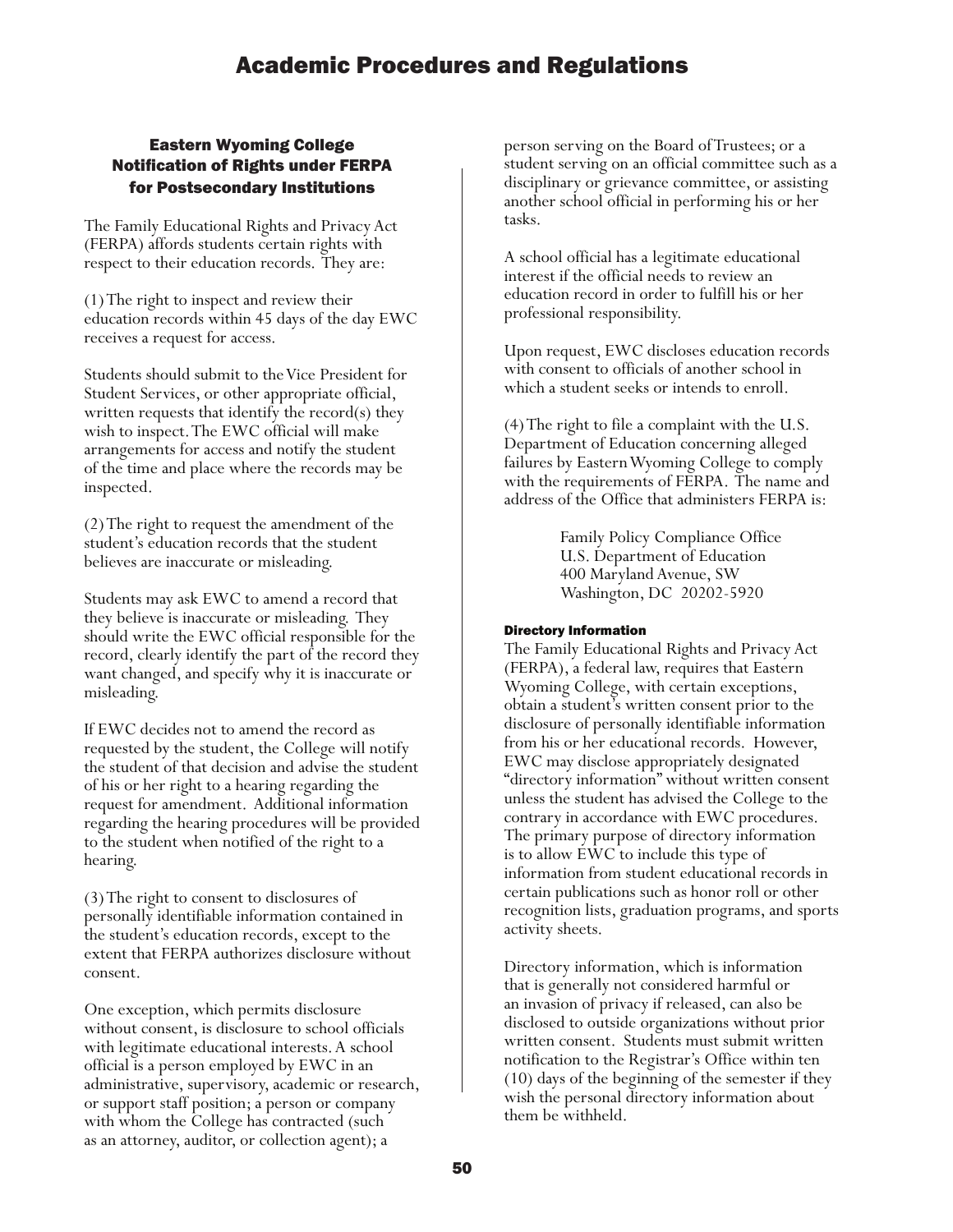## Eastern Wyoming College Notification of Rights under FERPA for Postsecondary Institutions

The Family Educational Rights and Privacy Act (FERPA) affords students certain rights with respect to their education records. They are:

(1) The right to inspect and review their education records within 45 days of the day EWC receives a request for access.

Students should submit to the Vice President for Student Services, or other appropriate official, written requests that identify the record(s) they wish to inspect. The EWC official will make arrangements for access and notify the student of the time and place where the records may be inspected.

(2) The right to request the amendment of the student's education records that the student believes are inaccurate or misleading.

Students may ask EWC to amend a record that they believe is inaccurate or misleading. They should write the EWC official responsible for the record, clearly identify the part of the record they want changed, and specify why it is inaccurate or misleading.

If EWC decides not to amend the record as requested by the student, the College will notify the student of that decision and advise the student of his or her right to a hearing regarding the request for amendment. Additional information regarding the hearing procedures will be provided to the student when notified of the right to a hearing.

(3) The right to consent to disclosures of personally identifiable information contained in the student's education records, except to the extent that FERPA authorizes disclosure without consent.

One exception, which permits disclosure without consent, is disclosure to school officials with legitimate educational interests. A school official is a person employed by EWC in an administrative, supervisory, academic or research, or support staff position; a person or company with whom the College has contracted (such as an attorney, auditor, or collection agent); a person serving on the Board of Trustees; or a student serving on an official committee such as a disciplinary or grievance committee, or assisting another school official in performing his or her tasks.

A school official has a legitimate educational interest if the official needs to review an education record in order to fulfill his or her professional responsibility.

Upon request, EWC discloses education records with consent to officials of another school in which a student seeks or intends to enroll.

(4) The right to file a complaint with the U.S. Department of Education concerning alleged failures by Eastern Wyoming College to comply with the requirements of FERPA. The name and address of the Office that administers FERPA is:

Family Policy Compliance Office
U.S. Department of Education
400 Maryland Avenue, SW
Washington, DC 20202-5920

#### Directory Information

The Family Educational Rights and Privacy Act (FERPA), a federal law, requires that Eastern Wyoming College, with certain exceptions, obtain a student's written consent prior to the disclosure of personally identifiable information from his or her educational records. However, EWC may disclose appropriately designated "directory information" without written consent unless the student has advised the College to the contrary in accordance with EWC procedures. The primary purpose of directory information is to allow EWC to include this type of information from student educational records in certain publications such as honor roll or other recognition lists, graduation programs, and sports activity sheets.

Directory information, which is information that is generally not considered harmful or an invasion of privacy if released, can also be disclosed to outside organizations without prior written consent. Students must submit written notification to the Registrar's Office within ten (10) days of the beginning of the semester if they wish the personal directory information about them be withheld.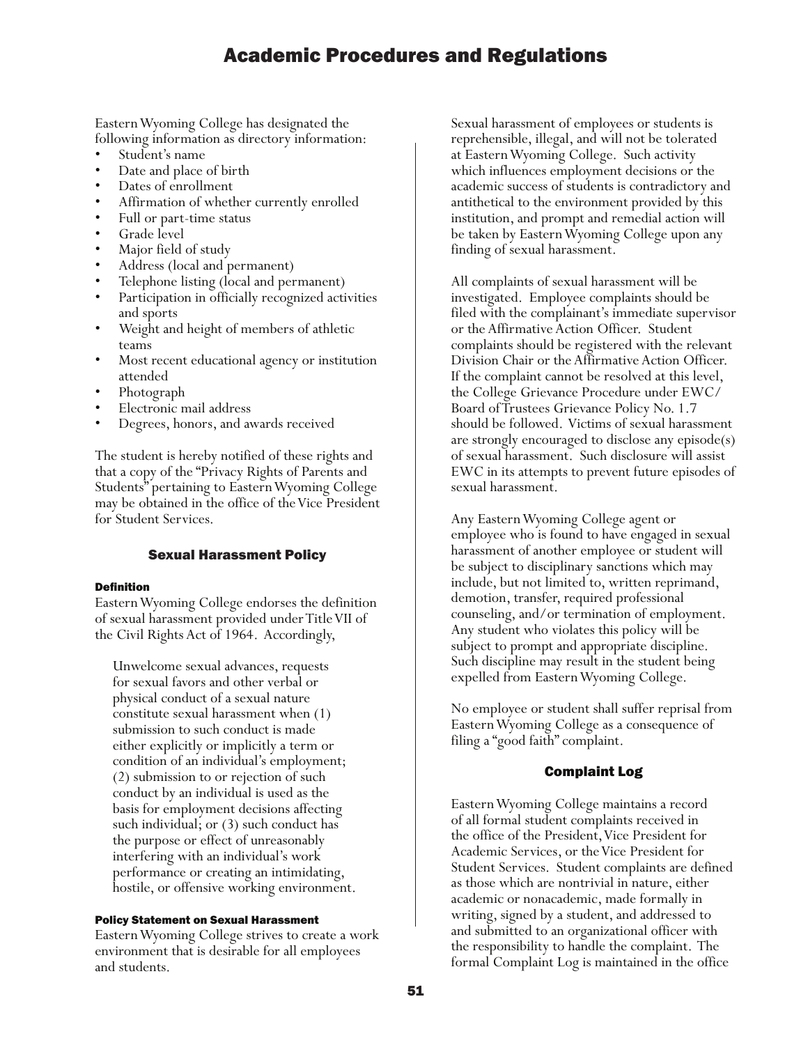Eastern Wyoming College has designated the following information as directory information:

- Student's name
- Date and place of birth
- Dates of enrollment
- Affirmation of whether currently enrolled
- Full or part-time status
- Grade level
- Major field of study
- Address (local and permanent)
- Telephone listing (local and permanent)
- Participation in officially recognized activities and sports
- Weight and height of members of athletic teams
- Most recent educational agency or institution attended
- Photograph
- Electronic mail address
- Degrees, honors, and awards received

The student is hereby notified of these rights and that a copy of the "Privacy Rights of Parents and Students" pertaining to Eastern Wyoming College may be obtained in the office of the Vice President for Student Services.

## Sexual Harassment Policy

#### Definition

Eastern Wyoming College endorses the definition of sexual harassment provided under Title VII of the Civil Rights Act of 1964. Accordingly,

> Unwelcome sexual advances, requests for sexual favors and other verbal or physical conduct of a sexual nature constitute sexual harassment when (1) submission to such conduct is made either explicitly or implicitly a term or condition of an individual's employment; (2) submission to or rejection of such conduct by an individual is used as the basis for employment decisions affecting such individual; or (3) such conduct has the purpose or effect of unreasonably interfering with an individual's work performance or creating an intimidating, hostile, or offensive working environment.

#### Policy Statement on Sexual Harassment

Eastern Wyoming College strives to create a work environment that is desirable for all employees and students.

Sexual harassment of employees or students is reprehensible, illegal, and will not be tolerated at Eastern Wyoming College. Such activity which influences employment decisions or the academic success of students is contradictory and antithetical to the environment provided by this institution, and prompt and remedial action will be taken by Eastern Wyoming College upon any finding of sexual harassment.

All complaints of sexual harassment will be investigated. Employee complaints should be filed with the complainant's immediate supervisor or the Affirmative Action Officer. Student complaints should be registered with the relevant Division Chair or the Affirmative Action Officer. If the complaint cannot be resolved at this level, the College Grievance Procedure under EWC/Board of Trustees Grievance Policy No. 1.7 should be followed. Victims of sexual harassment are strongly encouraged to disclose any episode(s) of sexual harassment. Such disclosure will assist EWC in its attempts to prevent future episodes of sexual harassment.

Any Eastern Wyoming College agent or employee who is found to have engaged in sexual harassment of another employee or student will be subject to disciplinary sanctions which may include, but not limited to, written reprimand, demotion, transfer, required professional counseling, and/or termination of employment. Any student who violates this policy will be subject to prompt and appropriate discipline. Such discipline may result in the student being expelled from Eastern Wyoming College.

No employee or student shall suffer reprisal from Eastern Wyoming College as a consequence of filing a "good faith" complaint.

## Complaint Log

Eastern Wyoming College maintains a record of all formal student complaints received in the office of the President, Vice President for Academic Services, or the Vice President for Student Services. Student complaints are defined as those which are nontrivial in nature, either academic or nonacademic, made formally in writing, signed by a student, and addressed to and submitted to an organizational officer with the responsibility to handle the complaint. The formal Complaint Log is maintained in the office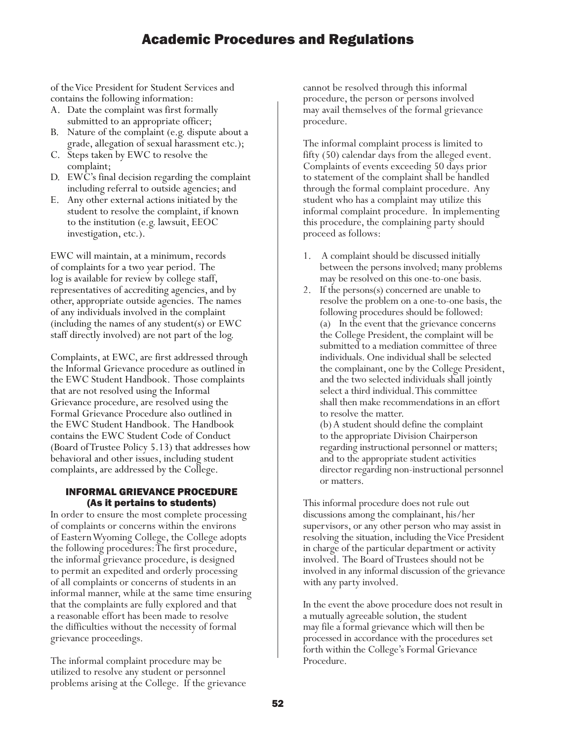of the Vice President for Student Services and contains the following information:

A. Date the complaint was first formally submitted to an appropriate officer;
B. Nature of the complaint (e.g. dispute about a grade, allegation of sexual harassment etc.);
C. Steps taken by EWC to resolve the complaint;
D. EWC's final decision regarding the complaint including referral to outside agencies; and
E. Any other external actions initiated by the student to resolve the complaint, if known to the institution (e.g. lawsuit, EEOC investigation, etc.).

EWC will maintain, at a minimum, records of complaints for a two year period. The log is available for review by college staff, representatives of accrediting agencies, and by other, appropriate outside agencies. The names of any individuals involved in the complaint (including the names of any student(s) or EWC staff directly involved) are not part of the log.

Complaints, at EWC, are first addressed through the Informal Grievance procedure as outlined in the EWC Student Handbook. Those complaints that are not resolved using the Informal Grievance procedure, are resolved using the Formal Grievance Procedure also outlined in the EWC Student Handbook. The Handbook contains the EWC Student Code of Conduct (Board of Trustee Policy 5.13) that addresses how behavioral and other issues, including student complaints, are addressed by the College.

### INFORMAL GRIEVANCE PROCEDURE (As it pertains to students)

In order to ensure the most complete processing of complaints or concerns within the environs of Eastern Wyoming College, the College adopts the following procedures: The first procedure, the informal grievance procedure, is designed to permit an expedited and orderly processing of all complaints or concerns of students in an informal manner, while at the same time ensuring that the complaints are fully explored and that a reasonable effort has been made to resolve the difficulties without the necessity of formal grievance proceedings.

The informal complaint procedure may be utilized to resolve any student or personnel problems arising at the College. If the grievance cannot be resolved through this informal procedure, the person or persons involved may avail themselves of the formal grievance procedure.

The informal complaint process is limited to fifty (50) calendar days from the alleged event. Complaints of events exceeding 50 days prior to statement of the complaint shall be handled through the formal complaint procedure. Any student who has a complaint may utilize this informal complaint procedure. In implementing this procedure, the complaining party should proceed as follows:

1. A complaint should be discussed initially between the persons involved; many problems may be resolved on this one-to-one basis.
2. If the persons(s) concerned are unable to resolve the problem on a one-to-one basis, the following procedures should be followed:
   (a) In the event that the grievance concerns the College President, the complaint will be submitted to a mediation committee of three individuals. One individual shall be selected the complainant, one by the College President, and the two selected individuals shall jointly select a third individual. This committee shall then make recommendations in an effort to resolve the matter.
   (b) A student should define the complaint to the appropriate Division Chairperson regarding instructional personnel or matters; and to the appropriate student activities director regarding non-instructional personnel or matters.

This informal procedure does not rule out discussions among the complainant, his/her supervisors, or any other person who may assist in resolving the situation, including the Vice President in charge of the particular department or activity involved. The Board of Trustees should not be involved in any informal discussion of the grievance with any party involved.

In the event the above procedure does not result in a mutually agreeable solution, the student may file a formal grievance which will then be processed in accordance with the procedures set forth within the College's Formal Grievance Procedure.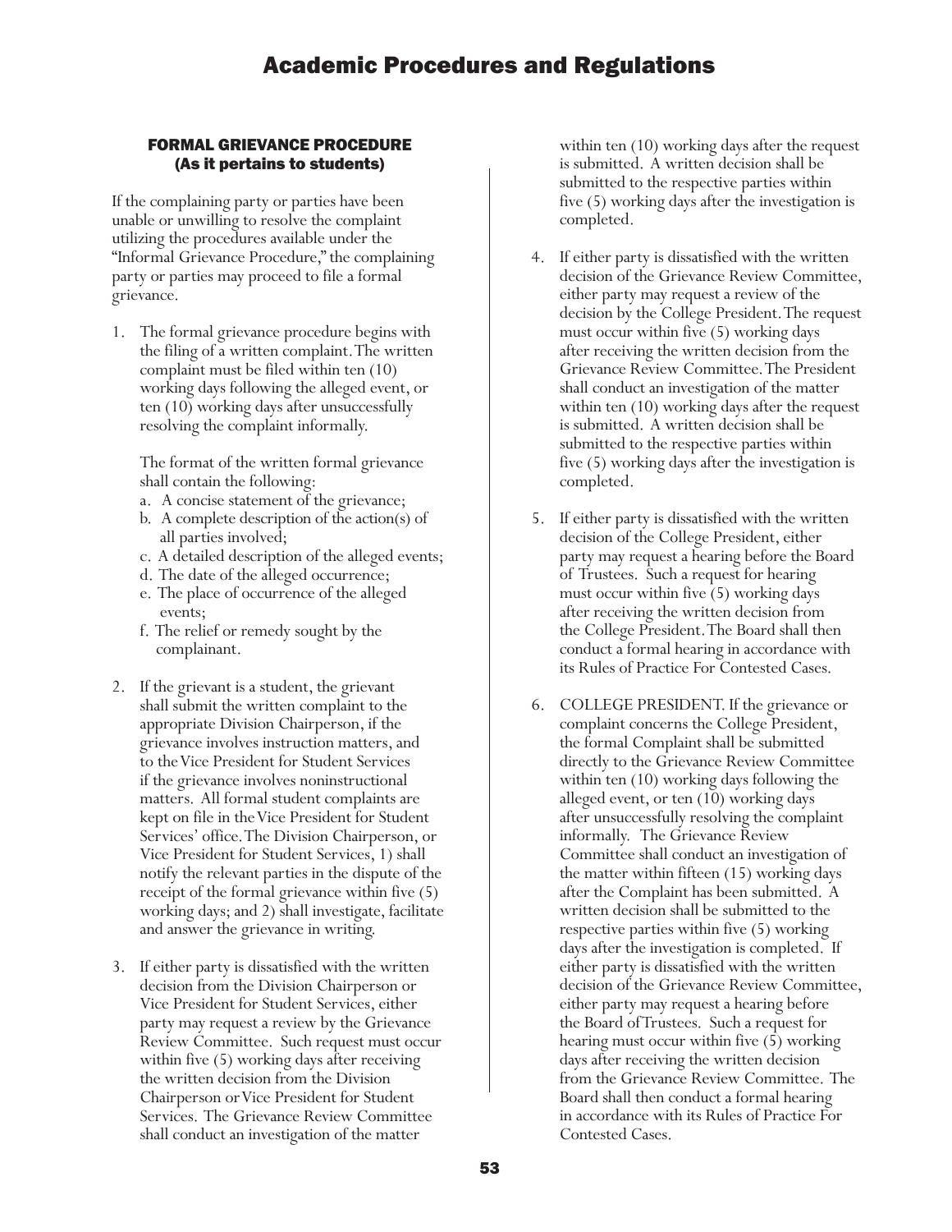## FORMAL GRIEVANCE PROCEDURE (As it pertains to students)

If the complaining party or parties have been unable or unwilling to resolve the complaint utilizing the procedures available under the "Informal Grievance Procedure," the complaining party or parties may proceed to file a formal grievance.

1. The formal grievance procedure begins with the filing of a written complaint. The written complaint must be filed within ten (10) working days following the alleged event, or ten (10) working days after unsuccessfully resolving the complaint informally.

   The format of the written formal grievance shall contain the following:

   a. A concise statement of the grievance;
   b. A complete description of the action(s) of all parties involved;
   c. A detailed description of the alleged events;
   d. The date of the alleged occurrence;
   e. The place of occurrence of the alleged events;
   f. The relief or remedy sought by the complainant.

2. If the grievant is a student, the grievant shall submit the written complaint to the appropriate Division Chairperson, if the grievance involves instruction matters, and to the Vice President for Student Services if the grievance involves noninstructional matters. All formal student complaints are kept on file in the Vice President for Student Services' office. The Division Chairperson, or Vice President for Student Services, 1) shall notify the relevant parties in the dispute of the receipt of the formal grievance within five (5) working days; and 2) shall investigate, facilitate and answer the grievance in writing.

3. If either party is dissatisfied with the written decision from the Division Chairperson or Vice President for Student Services, either party may request a review by the Grievance Review Committee. Such request must occur within five (5) working days after receiving the written decision from the Division Chairperson or Vice President for Student Services. The Grievance Review Committee shall conduct an investigation of the matter within ten (10) working days after the request is submitted. A written decision shall be submitted to the respective parties within five (5) working days after the investigation is completed.

4. If either party is dissatisfied with the written decision of the Grievance Review Committee, either party may request a review of the decision by the College President. The request must occur within five (5) working days after receiving the written decision from the Grievance Review Committee. The President shall conduct an investigation of the matter within ten (10) working days after the request is submitted. A written decision shall be submitted to the respective parties within five (5) working days after the investigation is completed.

5. If either party is dissatisfied with the written decision of the College President, either party may request a hearing before the Board of Trustees. Such a request for hearing must occur within five (5) working days after receiving the written decision from the College President. The Board shall then conduct a formal hearing in accordance with its Rules of Practice For Contested Cases.

6. COLLEGE PRESIDENT. If the grievance or complaint concerns the College President, the formal Complaint shall be submitted directly to the Grievance Review Committee within ten (10) working days following the alleged event, or ten (10) working days after unsuccessfully resolving the complaint informally. The Grievance Review Committee shall conduct an investigation of the matter within fifteen (15) working days after the Complaint has been submitted. A written decision shall be submitted to the respective parties within five (5) working days after the investigation is completed. If either party is dissatisfied with the written decision of the Grievance Review Committee, either party may request a hearing before the Board of Trustees. Such a request for hearing must occur within five (5) working days after receiving the written decision from the Grievance Review Committee. The Board shall then conduct a formal hearing in accordance with its Rules of Practice For Contested Cases.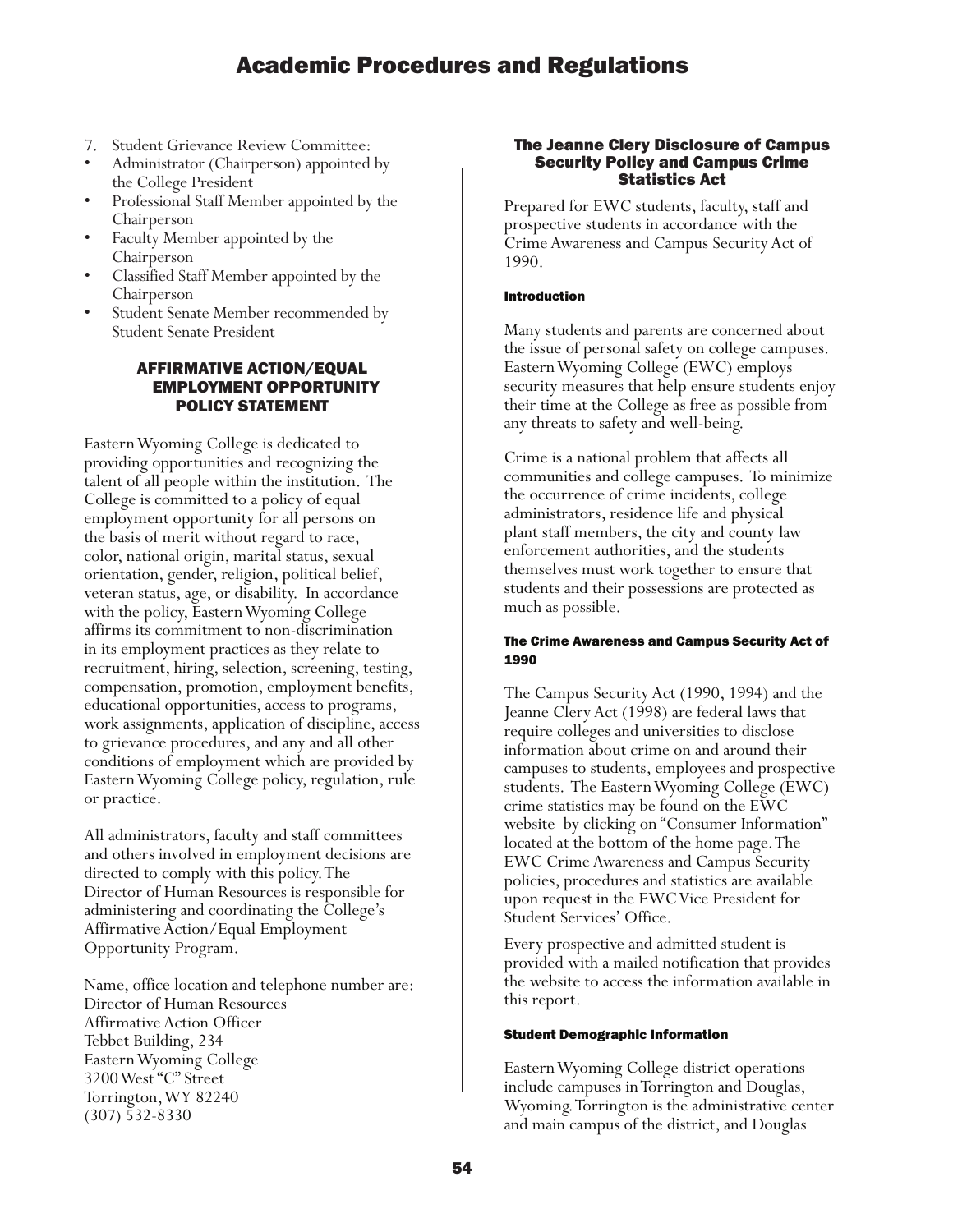7. Student Grievance Review Committee:
- Administrator (Chairperson) appointed by the College President
- Professional Staff Member appointed by the Chairperson
- Faculty Member appointed by the Chairperson
- Classified Staff Member appointed by the Chairperson
- Student Senate Member recommended by Student Senate President

## AFFIRMATIVE ACTION/EQUAL EMPLOYMENT OPPORTUNITY POLICY STATEMENT

Eastern Wyoming College is dedicated to providing opportunities and recognizing the talent of all people within the institution. The College is committed to a policy of equal employment opportunity for all persons on the basis of merit without regard to race, color, national origin, marital status, sexual orientation, gender, religion, political belief, veteran status, age, or disability. In accordance with the policy, Eastern Wyoming College affirms its commitment to non-discrimination in its employment practices as they relate to recruitment, hiring, selection, screening, testing, compensation, promotion, employment benefits, educational opportunities, access to programs, work assignments, application of discipline, access to grievance procedures, and any and all other conditions of employment which are provided by Eastern Wyoming College policy, regulation, rule or practice.

All administrators, faculty and staff committees and others involved in employment decisions are directed to comply with this policy. The Director of Human Resources is responsible for administering and coordinating the College's Affirmative Action/Equal Employment Opportunity Program.

Name, office location and telephone number are:
Director of Human Resources
Affirmative Action Officer
Tebbet Building, 234
Eastern Wyoming College
3200 West "C" Street
Torrington, WY 82240
(307) 532-8330

## The Jeanne Clery Disclosure of Campus Security Policy and Campus Crime Statistics Act

Prepared for EWC students, faculty, staff and prospective students in accordance with the Crime Awareness and Campus Security Act of 1990.

#### Introduction

Many students and parents are concerned about the issue of personal safety on college campuses. Eastern Wyoming College (EWC) employs security measures that help ensure students enjoy their time at the College as free as possible from any threats to safety and well-being.

Crime is a national problem that affects all communities and college campuses. To minimize the occurrence of crime incidents, college administrators, residence life and physical plant staff members, the city and county law enforcement authorities, and the students themselves must work together to ensure that students and their possessions are protected as much as possible.

#### The Crime Awareness and Campus Security Act of 1990

The Campus Security Act (1990, 1994) and the Jeanne Clery Act (1998) are federal laws that require colleges and universities to disclose information about crime on and around their campuses to students, employees and prospective students. The Eastern Wyoming College (EWC) crime statistics may be found on the EWC website by clicking on "Consumer Information" located at the bottom of the home page. The EWC Crime Awareness and Campus Security policies, procedures and statistics are available upon request in the EWC Vice President for Student Services' Office.

Every prospective and admitted student is provided with a mailed notification that provides the website to access the information available in this report.

#### Student Demographic Information

Eastern Wyoming College district operations include campuses in Torrington and Douglas, Wyoming. Torrington is the administrative center and main campus of the district, and Douglas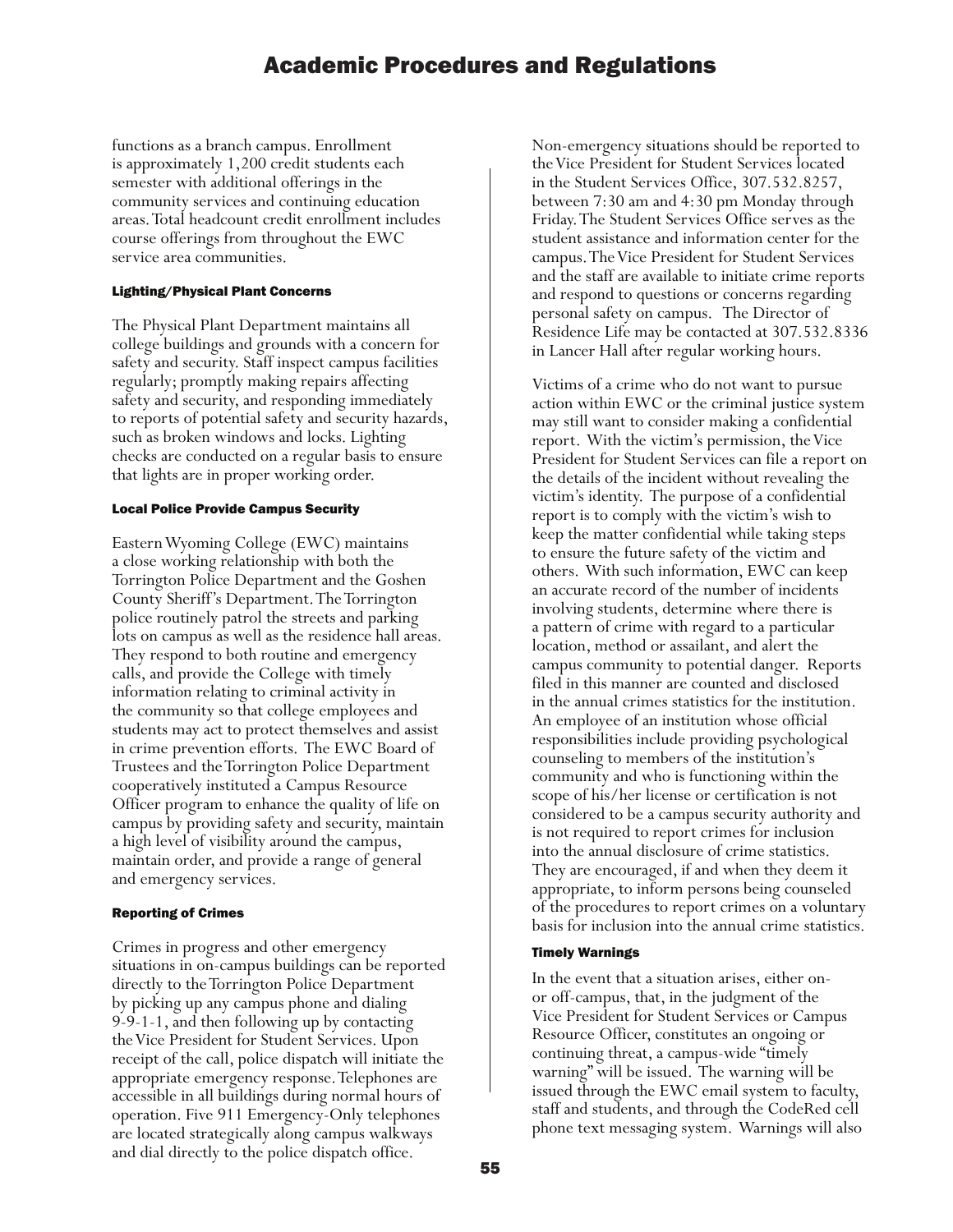functions as a branch campus. Enrollment is approximately 1,200 credit students each semester with additional offerings in the community services and continuing education areas. Total headcount credit enrollment includes course offerings from throughout the EWC service area communities.

#### Lighting/Physical Plant Concerns

The Physical Plant Department maintains all college buildings and grounds with a concern for safety and security. Staff inspect campus facilities regularly; promptly making repairs affecting safety and security, and responding immediately to reports of potential safety and security hazards, such as broken windows and locks. Lighting checks are conducted on a regular basis to ensure that lights are in proper working order.

#### Local Police Provide Campus Security

Eastern Wyoming College (EWC) maintains a close working relationship with both the Torrington Police Department and the Goshen County Sheriff's Department. The Torrington police routinely patrol the streets and parking lots on campus as well as the residence hall areas. They respond to both routine and emergency calls, and provide the College with timely information relating to criminal activity in the community so that college employees and students may act to protect themselves and assist in crime prevention efforts. The EWC Board of Trustees and the Torrington Police Department cooperatively instituted a Campus Resource Officer program to enhance the quality of life on campus by providing safety and security, maintain a high level of visibility around the campus, maintain order, and provide a range of general and emergency services.

#### Reporting of Crimes

Crimes in progress and other emergency situations in on-campus buildings can be reported directly to the Torrington Police Department by picking up any campus phone and dialing 9-9-1-1, and then following up by contacting the Vice President for Student Services. Upon receipt of the call, police dispatch will initiate the appropriate emergency response. Telephones are accessible in all buildings during normal hours of operation. Five 911 Emergency-Only telephones are located strategically along campus walkways and dial directly to the police dispatch office.

Non-emergency situations should be reported to the Vice President for Student Services located in the Student Services Office, 307.532.8257, between 7:30 am and 4:30 pm Monday through Friday. The Student Services Office serves as the student assistance and information center for the campus. The Vice President for Student Services and the staff are available to initiate crime reports and respond to questions or concerns regarding personal safety on campus. The Director of Residence Life may be contacted at 307.532.8336 in Lancer Hall after regular working hours.

Victims of a crime who do not want to pursue action within EWC or the criminal justice system may still want to consider making a confidential report. With the victim's permission, the Vice President for Student Services can file a report on the details of the incident without revealing the victim's identity. The purpose of a confidential report is to comply with the victim's wish to keep the matter confidential while taking steps to ensure the future safety of the victim and others. With such information, EWC can keep an accurate record of the number of incidents involving students, determine where there is a pattern of crime with regard to a particular location, method or assailant, and alert the campus community to potential danger. Reports filed in this manner are counted and disclosed in the annual crimes statistics for the institution. An employee of an institution whose official responsibilities include providing psychological counseling to members of the institution's community and who is functioning within the scope of his/her license or certification is not considered to be a campus security authority and is not required to report crimes for inclusion into the annual disclosure of crime statistics. They are encouraged, if and when they deem it appropriate, to inform persons being counseled of the procedures to report crimes on a voluntary basis for inclusion into the annual crime statistics.

#### Timely Warnings

In the event that a situation arises, either on- or off-campus, that, in the judgment of the Vice President for Student Services or Campus Resource Officer, constitutes an ongoing or continuing threat, a campus-wide "timely warning" will be issued. The warning will be issued through the EWC email system to faculty, staff and students, and through the CodeRed cell phone text messaging system. Warnings will also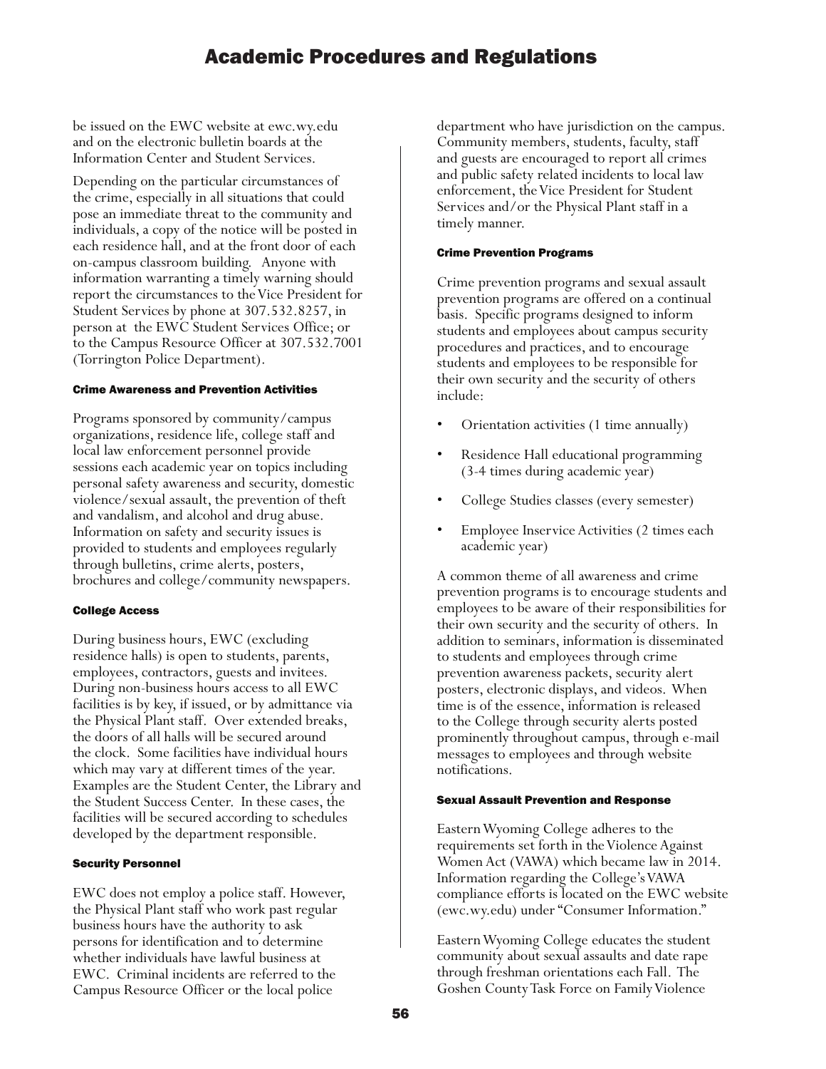be issued on the EWC website at ewc.wy.edu and on the electronic bulletin boards at the Information Center and Student Services.

Depending on the particular circumstances of the crime, especially in all situations that could pose an immediate threat to the community and individuals, a copy of the notice will be posted in each residence hall, and at the front door of each on-campus classroom building. Anyone with information warranting a timely warning should report the circumstances to the Vice President for Student Services by phone at 307.532.8257, in person at the EWC Student Services Office; or to the Campus Resource Officer at 307.532.7001 (Torrington Police Department).

#### Crime Awareness and Prevention Activities

Programs sponsored by community/campus organizations, residence life, college staff and local law enforcement personnel provide sessions each academic year on topics including personal safety awareness and security, domestic violence/sexual assault, the prevention of theft and vandalism, and alcohol and drug abuse. Information on safety and security issues is provided to students and employees regularly through bulletins, crime alerts, posters, brochures and college/community newspapers.

#### College Access

During business hours, EWC (excluding residence halls) is open to students, parents, employees, contractors, guests and invitees. During non-business hours access to all EWC facilities is by key, if issued, or by admittance via the Physical Plant staff. Over extended breaks, the doors of all halls will be secured around the clock. Some facilities have individual hours which may vary at different times of the year. Examples are the Student Center, the Library and the Student Success Center. In these cases, the facilities will be secured according to schedules developed by the department responsible.

#### Security Personnel

EWC does not employ a police staff. However, the Physical Plant staff who work past regular business hours have the authority to ask persons for identification and to determine whether individuals have lawful business at EWC. Criminal incidents are referred to the Campus Resource Officer or the local police department who have jurisdiction on the campus. Community members, students, faculty, staff and guests are encouraged to report all crimes and public safety related incidents to local law enforcement, the Vice President for Student Services and/or the Physical Plant staff in a timely manner.

#### Crime Prevention Programs

Crime prevention programs and sexual assault prevention programs are offered on a continual basis. Specific programs designed to inform students and employees about campus security procedures and practices, and to encourage students and employees to be responsible for their own security and the security of others include:

- Orientation activities (1 time annually)
- Residence Hall educational programming (3-4 times during academic year)
- College Studies classes (every semester)
- Employee Inservice Activities (2 times each academic year)

A common theme of all awareness and crime prevention programs is to encourage students and employees to be aware of their responsibilities for their own security and the security of others. In addition to seminars, information is disseminated to students and employees through crime prevention awareness packets, security alert posters, electronic displays, and videos. When time is of the essence, information is released to the College through security alerts posted prominently throughout campus, through e-mail messages to employees and through website notifications.

#### Sexual Assault Prevention and Response

Eastern Wyoming College adheres to the requirements set forth in the Violence Against Women Act (VAWA) which became law in 2014. Information regarding the College's VAWA compliance efforts is located on the EWC website (ewc.wy.edu) under "Consumer Information."

Eastern Wyoming College educates the student community about sexual assaults and date rape through freshman orientations each Fall. The Goshen County Task Force on Family Violence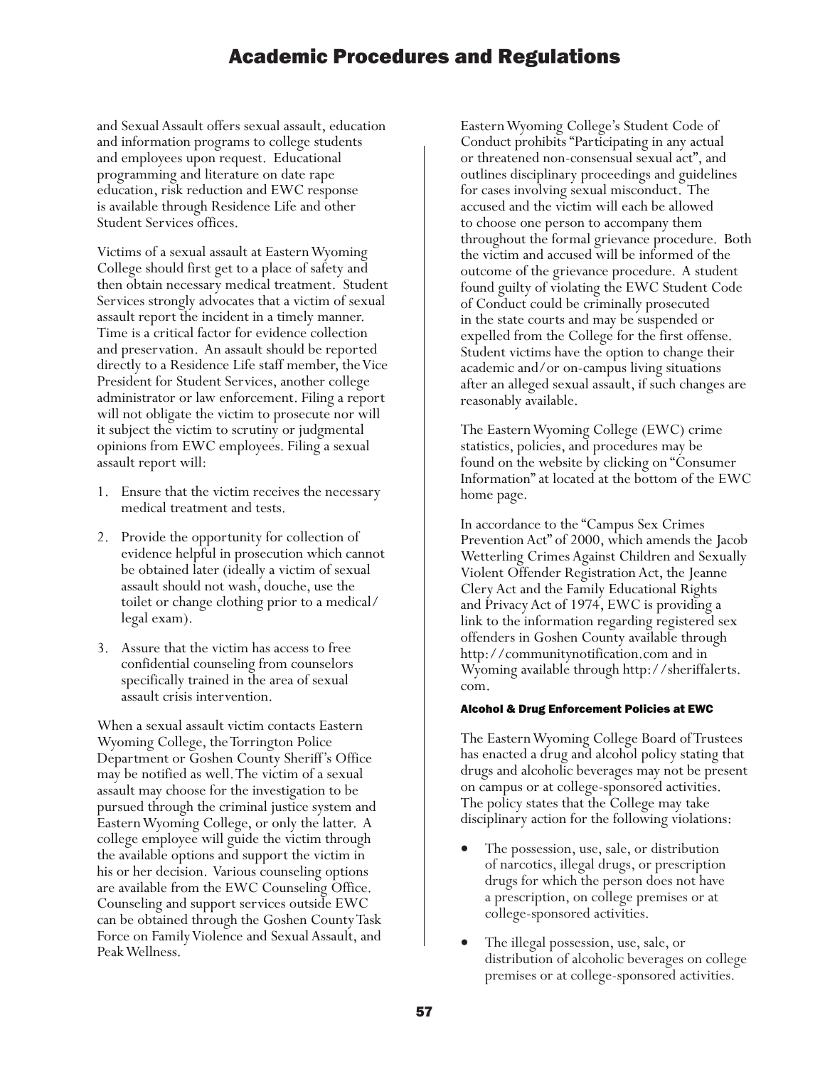and Sexual Assault offers sexual assault, education and information programs to college students and employees upon request. Educational programming and literature on date rape education, risk reduction and EWC response is available through Residence Life and other Student Services offices.

Victims of a sexual assault at Eastern Wyoming College should first get to a place of safety and then obtain necessary medical treatment. Student Services strongly advocates that a victim of sexual assault report the incident in a timely manner. Time is a critical factor for evidence collection and preservation. An assault should be reported directly to a Residence Life staff member, the Vice President for Student Services, another college administrator or law enforcement. Filing a report will not obligate the victim to prosecute nor will it subject the victim to scrutiny or judgmental opinions from EWC employees. Filing a sexual assault report will:

1. Ensure that the victim receives the necessary medical treatment and tests.
2. Provide the opportunity for collection of evidence helpful in prosecution which cannot be obtained later (ideally a victim of sexual assault should not wash, douche, use the toilet or change clothing prior to a medical/legal exam).
3. Assure that the victim has access to free confidential counseling from counselors specifically trained in the area of sexual assault crisis intervention.

When a sexual assault victim contacts Eastern Wyoming College, the Torrington Police Department or Goshen County Sheriff's Office may be notified as well. The victim of a sexual assault may choose for the investigation to be pursued through the criminal justice system and Eastern Wyoming College, or only the latter. A college employee will guide the victim through the available options and support the victim in his or her decision. Various counseling options are available from the EWC Counseling Office. Counseling and support services outside EWC can be obtained through the Goshen County Task Force on Family Violence and Sexual Assault, and Peak Wellness.

Eastern Wyoming College's Student Code of Conduct prohibits "Participating in any actual or threatened non-consensual sexual act", and outlines disciplinary proceedings and guidelines for cases involving sexual misconduct. The accused and the victim will each be allowed to choose one person to accompany them throughout the formal grievance procedure. Both the victim and accused will be informed of the outcome of the grievance procedure. A student found guilty of violating the EWC Student Code of Conduct could be criminally prosecuted in the state courts and may be suspended or expelled from the College for the first offense. Student victims have the option to change their academic and/or on-campus living situations after an alleged sexual assault, if such changes are reasonably available.

The Eastern Wyoming College (EWC) crime statistics, policies, and procedures may be found on the website by clicking on "Consumer Information" at located at the bottom of the EWC home page.

In accordance to the "Campus Sex Crimes Prevention Act" of 2000, which amends the Jacob Wetterling Crimes Against Children and Sexually Violent Offender Registration Act, the Jeanne Clery Act and the Family Educational Rights and Privacy Act of 1974, EWC is providing a link to the information regarding registered sex offenders in Goshen County available through http://communitynotification.com and in Wyoming available through http://sheriffalerts.com.

#### Alcohol & Drug Enforcement Policies at EWC

The Eastern Wyoming College Board of Trustees has enacted a drug and alcohol policy stating that drugs and alcoholic beverages may not be present on campus or at college-sponsored activities. The policy states that the College may take disciplinary action for the following violations:

- The possession, use, sale, or distribution of narcotics, illegal drugs, or prescription drugs for which the person does not have a prescription, on college premises or at college-sponsored activities.
- The illegal possession, use, sale, or distribution of alcoholic beverages on college premises or at college-sponsored activities.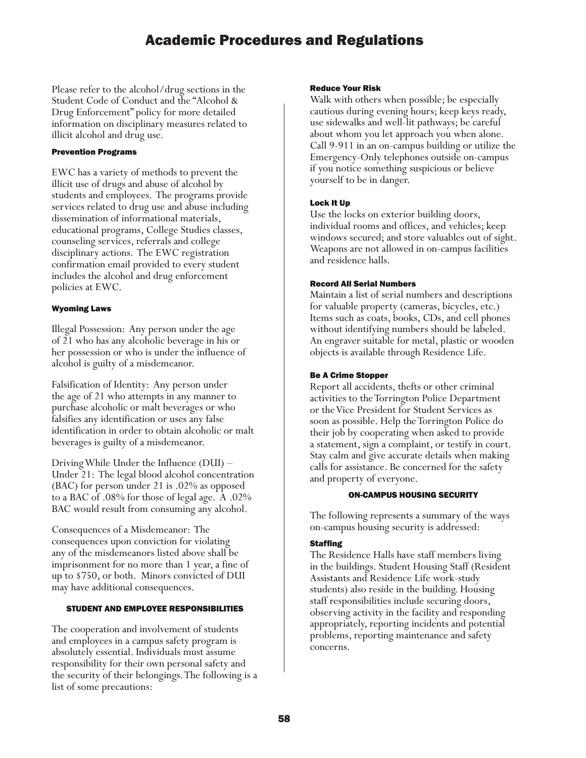Please refer to the alcohol/drug sections in the Student Code of Conduct and the "Alcohol & Drug Enforcement" policy for more detailed information on disciplinary measures related to illicit alcohol and drug use.

#### Prevention Programs

EWC has a variety of methods to prevent the illicit use of drugs and abuse of alcohol by students and employees. The programs provide services related to drug use and abuse including dissemination of informational materials, educational programs, College Studies classes, counseling services, referrals and college disciplinary actions. The EWC registration confirmation email provided to every student includes the alcohol and drug enforcement policies at EWC.

#### Wyoming Laws

Illegal Possession: Any person under the age of 21 who has any alcoholic beverage in his or her possession or who is under the influence of alcohol is guilty of a misdemeanor.

Falsification of Identity: Any person under the age of 21 who attempts in any manner to purchase alcoholic or malt beverages or who falsifies any identification or uses any false identification in order to obtain alcoholic or malt beverages is guilty of a misdemeanor.

Driving While Under the Influence (DUI) – Under 21: The legal blood alcohol concentration (BAC) for person under 21 is .02% as opposed to a BAC of .08% for those of legal age. A .02% BAC would result from consuming any alcohol.

Consequences of a Misdemeanor: The consequences upon conviction for violating any of the misdemeanors listed above shall be imprisonment for no more than 1 year, a fine of up to $750, or both. Minors convicted of DUI may have additional consequences.

### STUDENT AND EMPLOYEE RESPONSIBILITIES

The cooperation and involvement of students and employees in a campus safety program is absolutely essential. Individuals must assume responsibility for their own personal safety and the security of their belongings. The following is a list of some precautions:

#### Reduce Your Risk

Walk with others when possible; be especially cautious during evening hours; keep keys ready, use sidewalks and well-lit pathways; be careful about whom you let approach you when alone. Call 9-911 in an on-campus building or utilize the Emergency-Only telephones outside on-campus if you notice something suspicious or believe yourself to be in danger.

#### Lock It Up

Use the locks on exterior building doors, individual rooms and offices, and vehicles; keep windows secured; and store valuables out of sight. Weapons are not allowed in on-campus facilities and residence halls.

#### Record All Serial Numbers

Maintain a list of serial numbers and descriptions for valuable property (cameras, bicycles, etc.) Items such as coats, books, CDs, and cell phones without identifying numbers should be labeled. An engraver suitable for metal, plastic or wooden objects is available through Residence Life.

#### Be A Crime Stopper

Report all accidents, thefts or other criminal activities to the Torrington Police Department or the Vice President for Student Services as soon as possible. Help the Torrington Police do their job by cooperating when asked to provide a statement, sign a complaint, or testify in court. Stay calm and give accurate details when making calls for assistance. Be concerned for the safety and property of everyone.

### ON-CAMPUS HOUSING SECURITY

The following represents a summary of the ways on-campus housing security is addressed:

#### Staffing

The Residence Halls have staff members living in the buildings. Student Housing Staff (Resident Assistants and Residence Life work-study students) also reside in the building. Housing staff responsibilities include securing doors, observing activity in the facility and responding appropriately, reporting incidents and potential problems, reporting maintenance and safety concerns.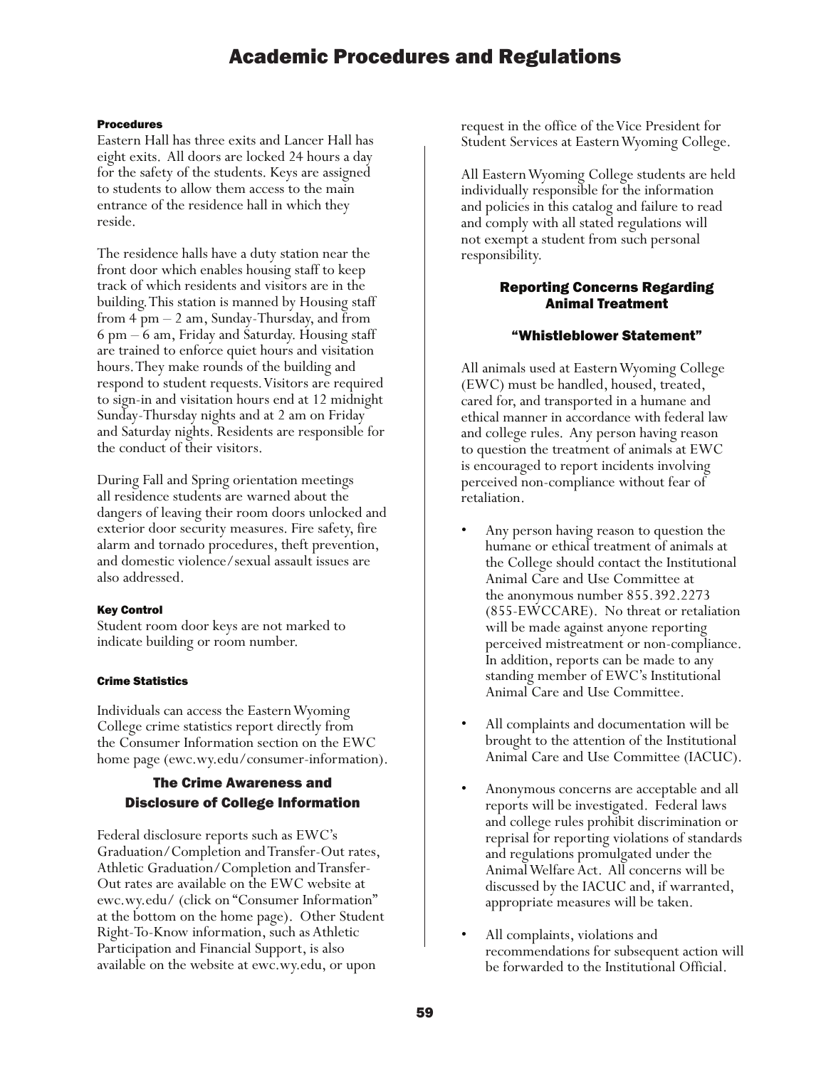#### Procedures

Eastern Hall has three exits and Lancer Hall has eight exits. All doors are locked 24 hours a day for the safety of the students. Keys are assigned to students to allow them access to the main entrance of the residence hall in which they reside.

The residence halls have a duty station near the front door which enables housing staff to keep track of which residents and visitors are in the building. This station is manned by Housing staff from 4 pm – 2 am, Sunday-Thursday, and from 6 pm – 6 am, Friday and Saturday. Housing staff are trained to enforce quiet hours and visitation hours. They make rounds of the building and respond to student requests. Visitors are required to sign-in and visitation hours end at 12 midnight Sunday-Thursday nights and at 2 am on Friday and Saturday nights. Residents are responsible for the conduct of their visitors.

During Fall and Spring orientation meetings all residence students are warned about the dangers of leaving their room doors unlocked and exterior door security measures. Fire safety, fire alarm and tornado procedures, theft prevention, and domestic violence/sexual assault issues are also addressed.

#### Key Control

Student room door keys are not marked to indicate building or room number.

#### Crime Statistics

Individuals can access the Eastern Wyoming College crime statistics report directly from the Consumer Information section on the EWC home page (ewc.wy.edu/consumer-information).

### The Crime Awareness and Disclosure of College Information

Federal disclosure reports such as EWC's Graduation/Completion and Transfer-Out rates, Athletic Graduation/Completion and Transfer-Out rates are available on the EWC website at ewc.wy.edu/ (click on "Consumer Information" at the bottom on the home page). Other Student Right-To-Know information, such as Athletic Participation and Financial Support, is also available on the website at ewc.wy.edu, or upon request in the office of the Vice President for Student Services at Eastern Wyoming College.

All Eastern Wyoming College students are held individually responsible for the information and policies in this catalog and failure to read and comply with all stated regulations will not exempt a student from such personal responsibility.

### Reporting Concerns Regarding Animal Treatment

### "Whistleblower Statement"

All animals used at Eastern Wyoming College (EWC) must be handled, housed, treated, cared for, and transported in a humane and ethical manner in accordance with federal law and college rules. Any person having reason to question the treatment of animals at EWC is encouraged to report incidents involving perceived non-compliance without fear of retaliation.

- Any person having reason to question the humane or ethical treatment of animals at the College should contact the Institutional Animal Care and Use Committee at the anonymous number 855.392.2273 (855-EWCCARE). No threat or retaliation will be made against anyone reporting perceived mistreatment or non-compliance. In addition, reports can be made to any standing member of EWC's Institutional Animal Care and Use Committee.
- All complaints and documentation will be brought to the attention of the Institutional Animal Care and Use Committee (IACUC).
- Anonymous concerns are acceptable and all reports will be investigated. Federal laws and college rules prohibit discrimination or reprisal for reporting violations of standards and regulations promulgated under the Animal Welfare Act. All concerns will be discussed by the IACUC and, if warranted, appropriate measures will be taken.
- All complaints, violations and recommendations for subsequent action will be forwarded to the Institutional Official.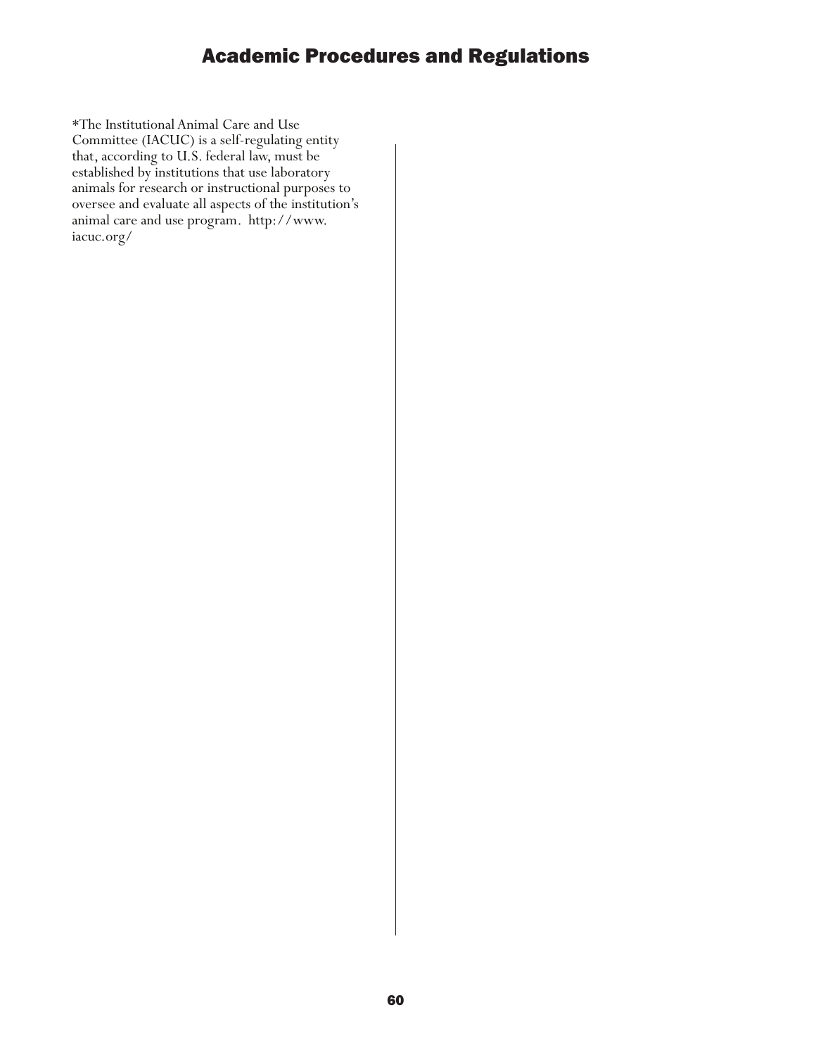*The Institutional Animal Care and Use Committee (IACUC) is a self-regulating entity that, according to U.S. federal law, must be established by institutions that use laboratory animals for research or instructional purposes to oversee and evaluate all aspects of the institution's animal care and use program. http://www.iacuc.org/